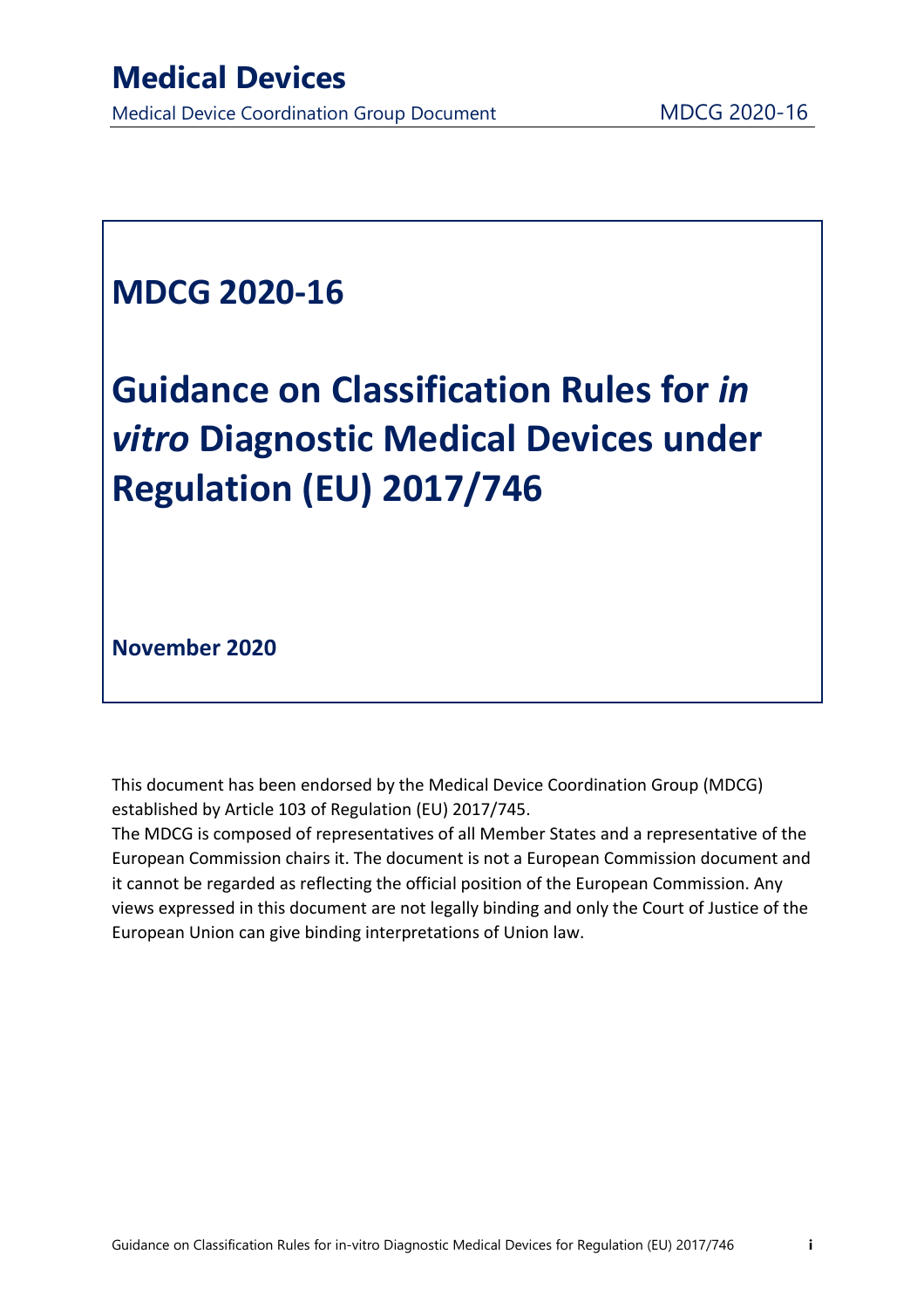# Medical Devices

Medical Device Coordination Group Document MDCG 2020-16

## MDCG 2020-16

# Guidance on Classification Rules for *in vitro* Diagnostic Medical Devices under Regulation (EU) 2017/746

**November 2020**

This document has been endorsed by the Medical Device Coordination Group (MDCG) established by Article 103 of Regulation (EU) 2017/745.

The MDCG is composed of representatives of all Member States and a representative of the European Commission chairs it. The document is not a European Commission document and it cannot be regarded as reflecting the official position of the European Commission. Any views expressed in this document are not legally binding and only the Court of Justice of the European Union can give binding interpretations of Union law.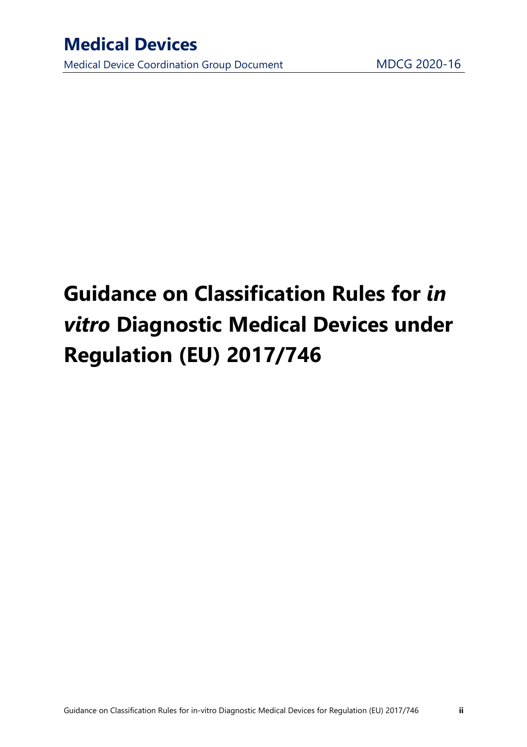# Guidance on Classification Rules for *in vitro* Diagnostic Medical Devices under Regulation (EU) 2017/746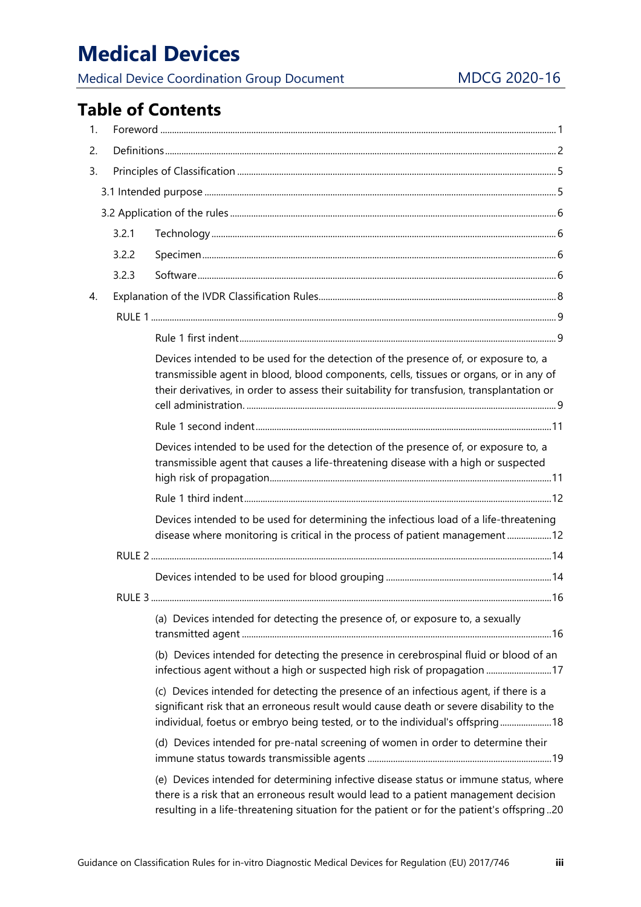## Table of Contents

1. Foreword ..... 1
2. Definitions ..... 2
3. Principles of Classification ..... 5
   - 3.1 Intended purpose ..... 5
   - 3.2 Application of the rules ..... 6
     - 3.2.1 Technology ..... 6
     - 3.2.2 Specimen ..... 6
     - 3.2.3 Software ..... 6
4. Explanation of the IVDR Classification Rules ..... 8
   - RULE 1 ..... 9
     - Rule 1 first indent ..... 9
     - Devices intended to be used for the detection of the presence of, or exposure to, a transmissible agent in blood, blood components, cells, tissues or organs, or in any of their derivatives, in order to assess their suitability for transfusion, transplantation or cell administration. ..... 9
     - Rule 1 second indent ..... 11
     - Devices intended to be used for the detection of the presence of, or exposure to, a transmissible agent that causes a life-threatening disease with a high or suspected high risk of propagation ..... 11
     - Rule 1 third indent ..... 12
     - Devices intended to be used for determining the infectious load of a life-threatening disease where monitoring is critical in the process of patient management ..... 12
   - RULE 2 ..... 14
     - Devices intended to be used for blood grouping ..... 14
   - RULE 3 ..... 16
     - (a) Devices intended for detecting the presence of, or exposure to, a sexually transmitted agent ..... 16
     - (b) Devices intended for detecting the presence in cerebrospinal fluid or blood of an infectious agent without a high or suspected high risk of propagation ..... 17
     - (c) Devices intended for detecting the presence of an infectious agent, if there is a significant risk that an erroneous result would cause death or severe disability to the individual, foetus or embryo being tested, or to the individual's offspring ..... 18
     - (d) Devices intended for pre-natal screening of women in order to determine their immune status towards transmissible agents ..... 19
     - (e) Devices intended for determining infective disease status or immune status, where there is a risk that an erroneous result would lead to a patient management decision resulting in a life-threatening situation for the patient or for the patient's offspring ..... 20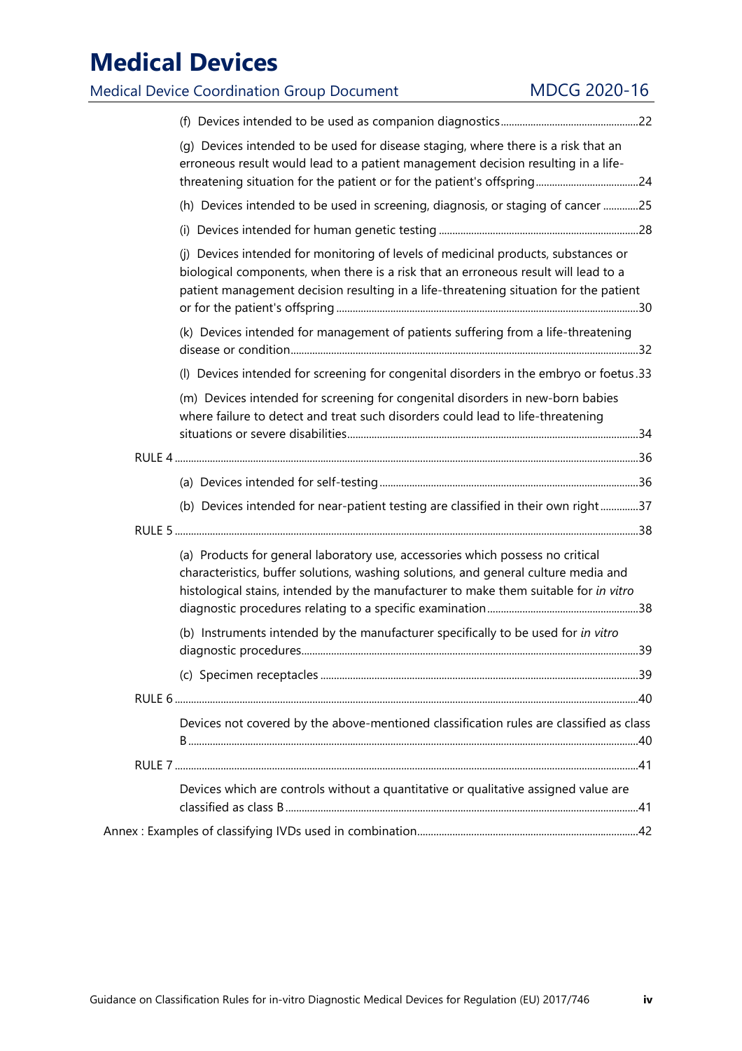(f) Devices intended to be used as companion diagnostics ....................................................22

(g) Devices intended to be used for disease staging, where there is a risk that an erroneous result would lead to a patient management decision resulting in a life-threatening situation for the patient or for the patient's offspring ......................................24

(h) Devices intended to be used in screening, diagnosis, or staging of cancer .............25

(i) Devices intended for human genetic testing ..........................................................................28

(j) Devices intended for monitoring of levels of medicinal products, substances or biological components, when there is a risk that an erroneous result will lead to a patient management decision resulting in a life-threatening situation for the patient or for the patient's offspring ...............................................................................................................30

(k) Devices intended for management of patients suffering from a life-threatening disease or condition...............................................................................................................32

(l) Devices intended for screening for congenital disorders in the embryo or foetus .33

(m) Devices intended for screening for congenital disorders in new-born babies where failure to detect and treat such disorders could lead to life-threatening situations or severe disabilities...........................................................................................................34

RULE 4 ..........................................................................................................................................................36

(a) Devices intended for self-testing ................................................................................................36

(b) Devices intended for near-patient testing are classified in their own right ..............37

RULE 5 ..........................................................................................................................................................38

(a) Products for general laboratory use, accessories which possess no critical characteristics, buffer solutions, washing solutions, and general culture media and histological stains, intended by the manufacturer to make them suitable for *in vitro* diagnostic procedures relating to a specific examination ........................................................38

(b) Instruments intended by the manufacturer specifically to be used for *in vitro* diagnostic procedures............................................................................................................39

(c) Specimen receptacles ......................................................................................................................39

RULE 6 ..........................................................................................................................................................40

Devices not covered by the above-mentioned classification rules are classified as class B .......................................................................................................................................................40

RULE 7 ..........................................................................................................................................................41

Devices which are controls without a quantitative or qualitative assigned value are classified as class B ...................................................................................................................41

Annex : Examples of classifying IVDs used in combination.................................................................42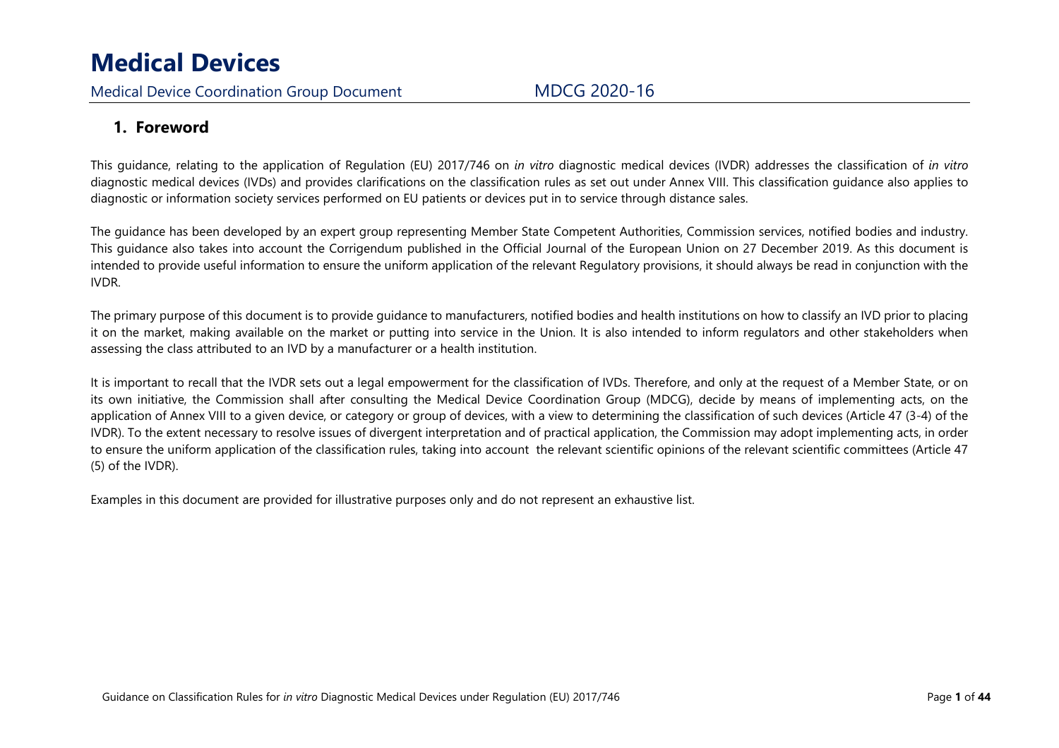## 1. Foreword

This guidance, relating to the application of Regulation (EU) 2017/746 on *in vitro* diagnostic medical devices (IVDR) addresses the classification of *in vitro* diagnostic medical devices (IVDs) and provides clarifications on the classification rules as set out under Annex VIII. This classification guidance also applies to diagnostic or information society services performed on EU patients or devices put in to service through distance sales.

The guidance has been developed by an expert group representing Member State Competent Authorities, Commission services, notified bodies and industry. This guidance also takes into account the Corrigendum published in the Official Journal of the European Union on 27 December 2019. As this document is intended to provide useful information to ensure the uniform application of the relevant Regulatory provisions, it should always be read in conjunction with the IVDR.

The primary purpose of this document is to provide guidance to manufacturers, notified bodies and health institutions on how to classify an IVD prior to placing it on the market, making available on the market or putting into service in the Union. It is also intended to inform regulators and other stakeholders when assessing the class attributed to an IVD by a manufacturer or a health institution.

It is important to recall that the IVDR sets out a legal empowerment for the classification of IVDs. Therefore, and only at the request of a Member State, or on its own initiative, the Commission shall after consulting the Medical Device Coordination Group (MDCG), decide by means of implementing acts, on the application of Annex VIII to a given device, or category or group of devices, with a view to determining the classification of such devices (Article 47 (3-4) of the IVDR). To the extent necessary to resolve issues of divergent interpretation and of practical application, the Commission may adopt implementing acts, in order to ensure the uniform application of the classification rules, taking into account the relevant scientific opinions of the relevant scientific committees (Article 47 (5) of the IVDR).

Examples in this document are provided for illustrative purposes only and do not represent an exhaustive list.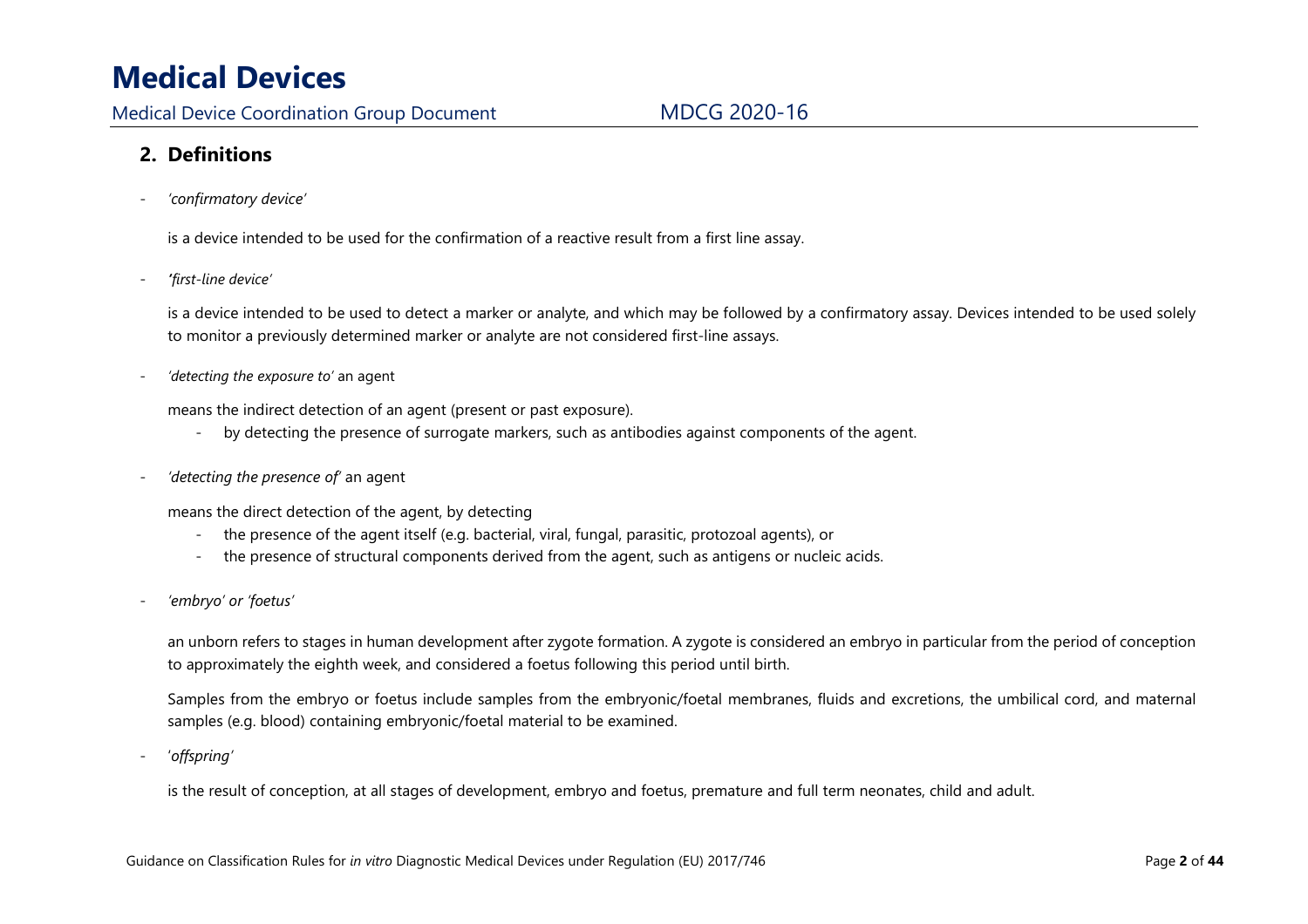## 2. Definitions

- *'confirmatory device'*

  is a device intended to be used for the confirmation of a reactive result from a first line assay.

- *'first-line device'*

  is a device intended to be used to detect a marker or analyte, and which may be followed by a confirmatory assay. Devices intended to be used solely to monitor a previously determined marker or analyte are not considered first-line assays.

- *'detecting the exposure to'* an agent

  means the indirect detection of an agent (present or past exposure).

  - by detecting the presence of surrogate markers, such as antibodies against components of the agent.

- *'detecting the presence of'* an agent

  means the direct detection of the agent, by detecting

  - the presence of the agent itself (e.g. bacterial, viral, fungal, parasitic, protozoal agents), or
  - the presence of structural components derived from the agent, such as antigens or nucleic acids.

- *'embryo' or 'foetus'*

  an unborn refers to stages in human development after zygote formation. A zygote is considered an embryo in particular from the period of conception to approximately the eighth week, and considered a foetus following this period until birth.

  Samples from the embryo or foetus include samples from the embryonic/foetal membranes, fluids and excretions, the umbilical cord, and maternal samples (e.g. blood) containing embryonic/foetal material to be examined.

- '*offspring'*

  is the result of conception, at all stages of development, embryo and foetus, premature and full term neonates, child and adult.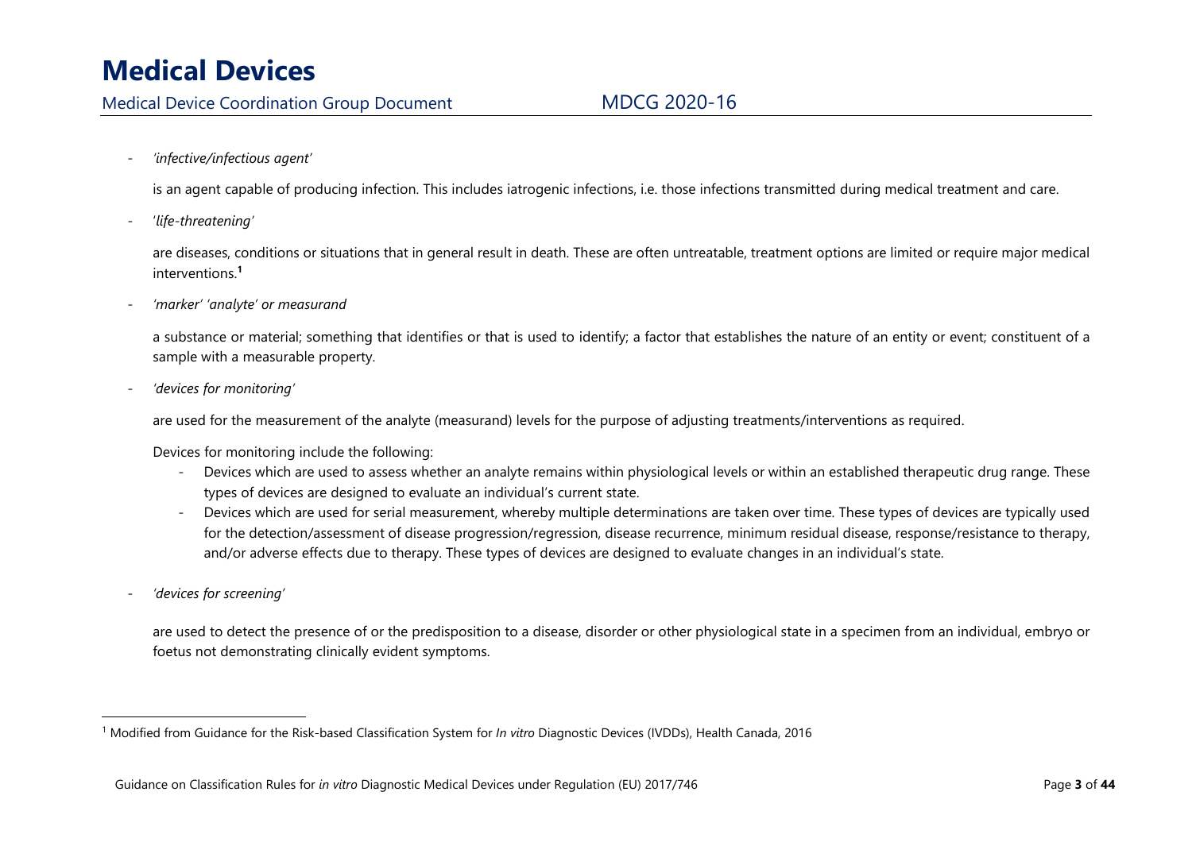- *'infective/infectious agent'*

  is an agent capable of producing infection. This includes iatrogenic infections, i.e. those infections transmitted during medical treatment and care.

- '*life-threatening'*

  are diseases, conditions or situations that in general result in death. These are often untreatable, treatment options are limited or require major medical interventions.[1]

- *'marker' 'analyte' or measurand*

  a substance or material; something that identifies or that is used to identify; a factor that establishes the nature of an entity or event; constituent of a sample with a measurable property.

- *'devices for monitoring'*

  are used for the measurement of the analyte (measurand) levels for the purpose of adjusting treatments/interventions as required.

  Devices for monitoring include the following:

  - Devices which are used to assess whether an analyte remains within physiological levels or within an established therapeutic drug range. These types of devices are designed to evaluate an individual's current state.
  - Devices which are used for serial measurement, whereby multiple determinations are taken over time. These types of devices are typically used for the detection/assessment of disease progression/regression, disease recurrence, minimum residual disease, response/resistance to therapy, and/or adverse effects due to therapy. These types of devices are designed to evaluate changes in an individual's state.

- *'devices for screening'*

  are used to detect the presence of or the predisposition to a disease, disorder or other physiological state in a specimen from an individual, embryo or foetus not demonstrating clinically evident symptoms.

---

[1] Modified from Guidance for the Risk-based Classification System for *In vitro* Diagnostic Devices (IVDDs), Health Canada, 2016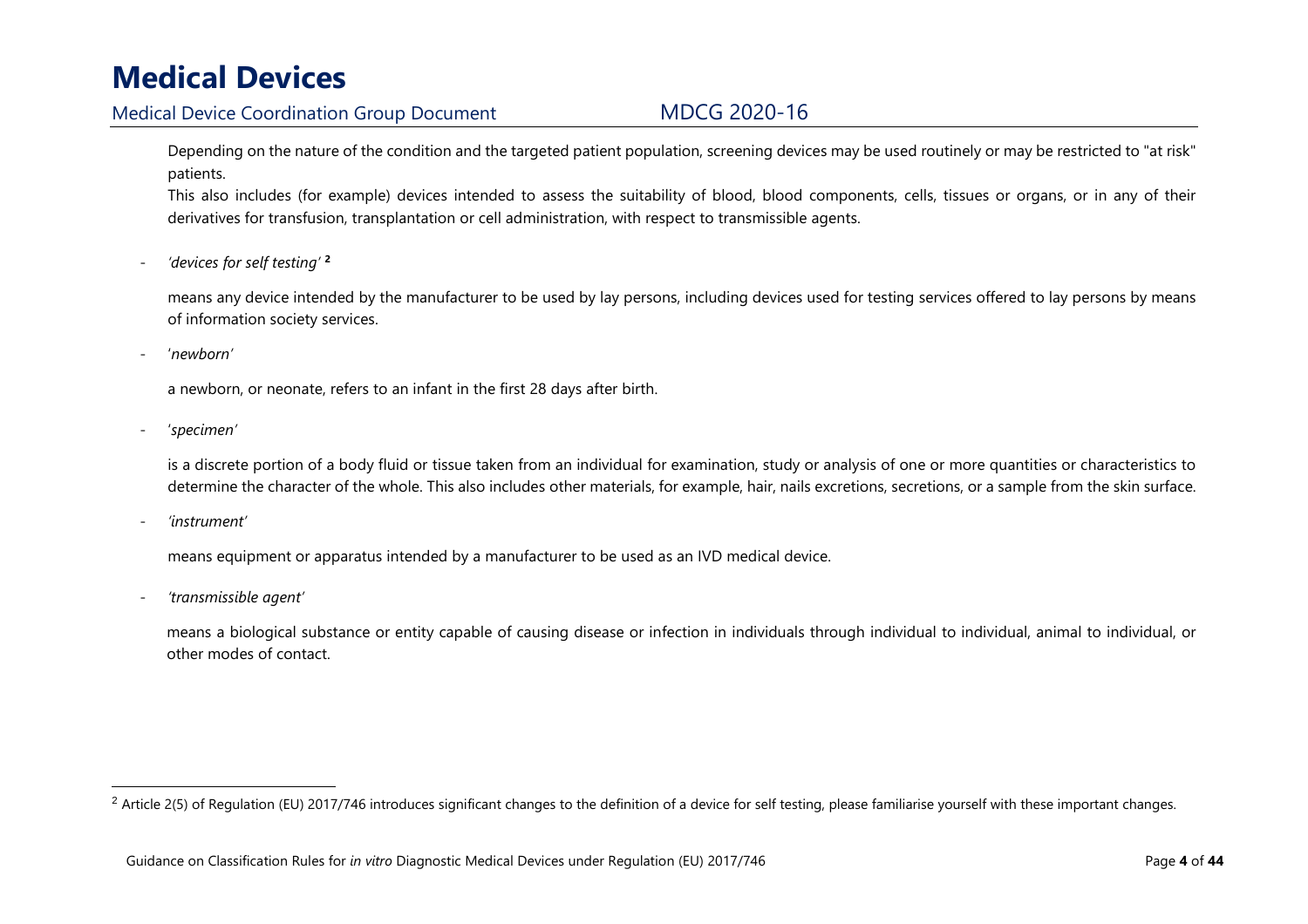Depending on the nature of the condition and the targeted patient population, screening devices may be used routinely or may be restricted to "at risk" patients.

This also includes (for example) devices intended to assess the suitability of blood, blood components, cells, tissues or organs, or in any of their derivatives for transfusion, transplantation or cell administration, with respect to transmissible agents.

- *'devices for self testing'* [2]

  means any device intended by the manufacturer to be used by lay persons, including devices used for testing services offered to lay persons by means of information society services.

- '*newborn*'

  a newborn, or neonate, refers to an infant in the first 28 days after birth.

- '*specimen*'

  is a discrete portion of a body fluid or tissue taken from an individual for examination, study or analysis of one or more quantities or characteristics to determine the character of the whole. This also includes other materials, for example, hair, nails excretions, secretions, or a sample from the skin surface.

- *'instrument'*

  means equipment or apparatus intended by a manufacturer to be used as an IVD medical device.

- *'transmissible agent'*

  means a biological substance or entity capable of causing disease or infection in individuals through individual to individual, animal to individual, or other modes of contact.

---

[2] Article 2(5) of Regulation (EU) 2017/746 introduces significant changes to the definition of a device for self testing, please familiarise yourself with these important changes.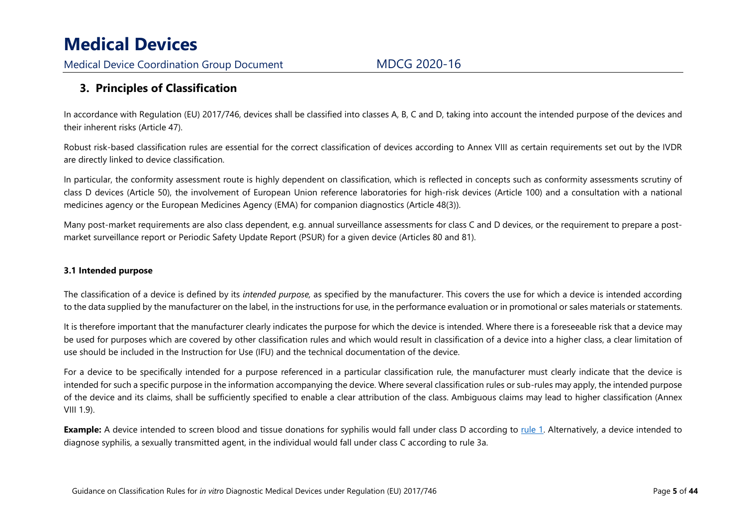## 3. Principles of Classification

In accordance with Regulation (EU) 2017/746, devices shall be classified into classes A, B, C and D, taking into account the intended purpose of the devices and their inherent risks (Article 47).

Robust risk-based classification rules are essential for the correct classification of devices according to Annex VIII as certain requirements set out by the IVDR are directly linked to device classification.

In particular, the conformity assessment route is highly dependent on classification, which is reflected in concepts such as conformity assessments scrutiny of class D devices (Article 50), the involvement of European Union reference laboratories for high-risk devices (Article 100) and a consultation with a national medicines agency or the European Medicines Agency (EMA) for companion diagnostics (Article 48(3)).

Many post-market requirements are also class dependent, e.g. annual surveillance assessments for class C and D devices, or the requirement to prepare a post-market surveillance report or Periodic Safety Update Report (PSUR) for a given device (Articles 80 and 81).

#### 3.1 Intended purpose

The classification of a device is defined by its *intended purpose,* as specified by the manufacturer. This covers the use for which a device is intended according to the data supplied by the manufacturer on the label, in the instructions for use, in the performance evaluation or in promotional or sales materials or statements.

It is therefore important that the manufacturer clearly indicates the purpose for which the device is intended. Where there is a foreseeable risk that a device may be used for purposes which are covered by other classification rules and which would result in classification of a device into a higher class, a clear limitation of use should be included in the Instruction for Use (IFU) and the technical documentation of the device.

For a device to be specifically intended for a purpose referenced in a particular classification rule, the manufacturer must clearly indicate that the device is intended for such a specific purpose in the information accompanying the device. Where several classification rules or sub-rules may apply, the intended purpose of the device and its claims, shall be sufficiently specified to enable a clear attribution of the class. Ambiguous claims may lead to higher classification (Annex VIII 1.9).

**Example:** A device intended to screen blood and tissue donations for syphilis would fall under class D according to rule 1. Alternatively, a device intended to diagnose syphilis, a sexually transmitted agent, in the individual would fall under class C according to rule 3a.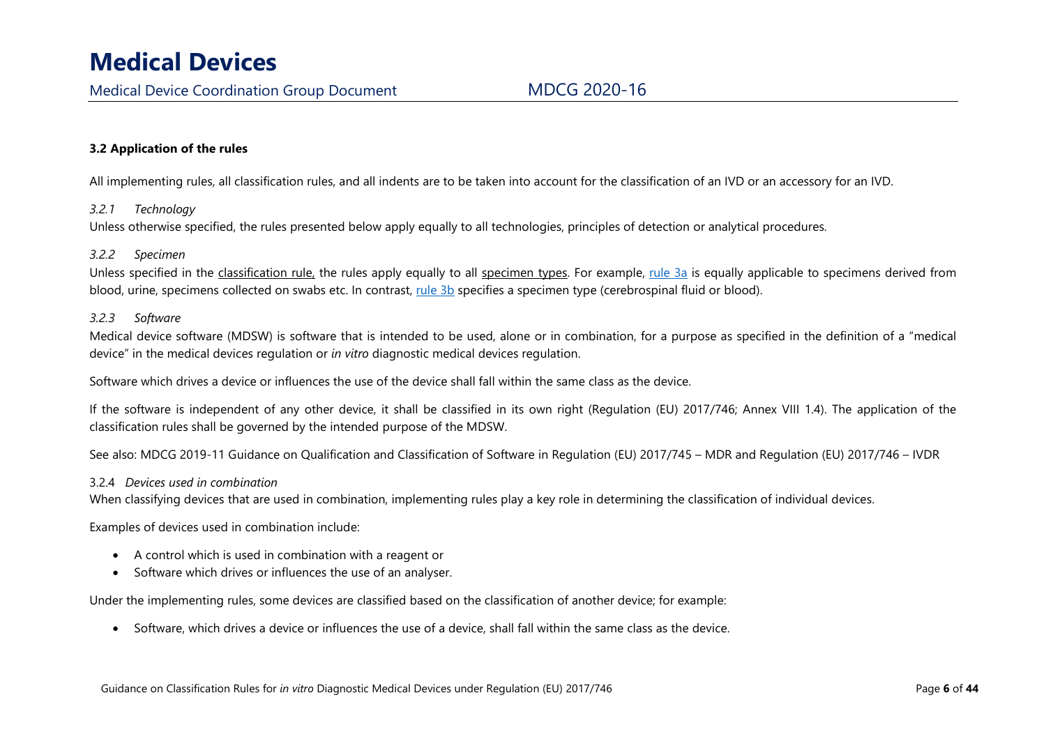### 3.2 Application of the rules

All implementing rules, all classification rules, and all indents are to be taken into account for the classification of an IVD or an accessory for an IVD.

#### *3.2.1 Technology*

Unless otherwise specified, the rules presented below apply equally to all technologies, principles of detection or analytical procedures.

#### *3.2.2 Specimen*

Unless specified in the classification rule, the rules apply equally to all specimen types. For example, rule 3a is equally applicable to specimens derived from blood, urine, specimens collected on swabs etc. In contrast, rule 3b specifies a specimen type (cerebrospinal fluid or blood).

#### *3.2.3 Software*

Medical device software (MDSW) is software that is intended to be used, alone or in combination, for a purpose as specified in the definition of a "medical device" in the medical devices regulation or *in vitro* diagnostic medical devices regulation.

Software which drives a device or influences the use of the device shall fall within the same class as the device.

If the software is independent of any other device, it shall be classified in its own right (Regulation (EU) 2017/746; Annex VIII 1.4). The application of the classification rules shall be governed by the intended purpose of the MDSW.

See also: MDCG 2019-11 Guidance on Qualification and Classification of Software in Regulation (EU) 2017/745 – MDR and Regulation (EU) 2017/746 – IVDR

#### 3.2.4 *Devices used in combination*

When classifying devices that are used in combination, implementing rules play a key role in determining the classification of individual devices.

Examples of devices used in combination include:

- A control which is used in combination with a reagent or
- Software which drives or influences the use of an analyser.

Under the implementing rules, some devices are classified based on the classification of another device; for example:

- Software, which drives a device or influences the use of a device, shall fall within the same class as the device.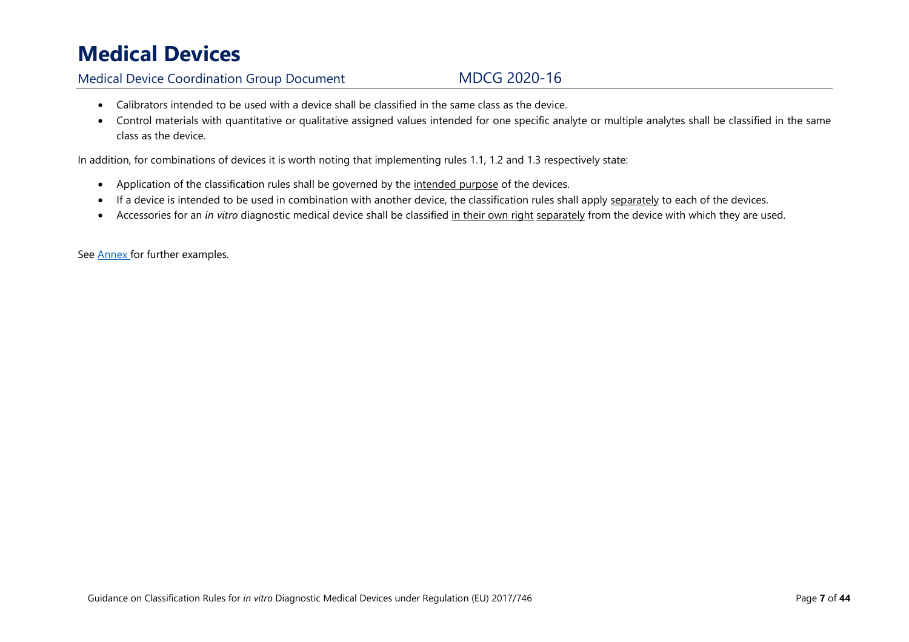- Calibrators intended to be used with a device shall be classified in the same class as the device.
- Control materials with quantitative or qualitative assigned values intended for one specific analyte or multiple analytes shall be classified in the same class as the device.

In addition, for combinations of devices it is worth noting that implementing rules 1.1, 1.2 and 1.3 respectively state:

- Application of the classification rules shall be governed by the intended purpose of the devices.
- If a device is intended to be used in combination with another device, the classification rules shall apply separately to each of the devices.
- Accessories for an *in vitro* diagnostic medical device shall be classified in their own right separately from the device with which they are used.

See Annex for further examples.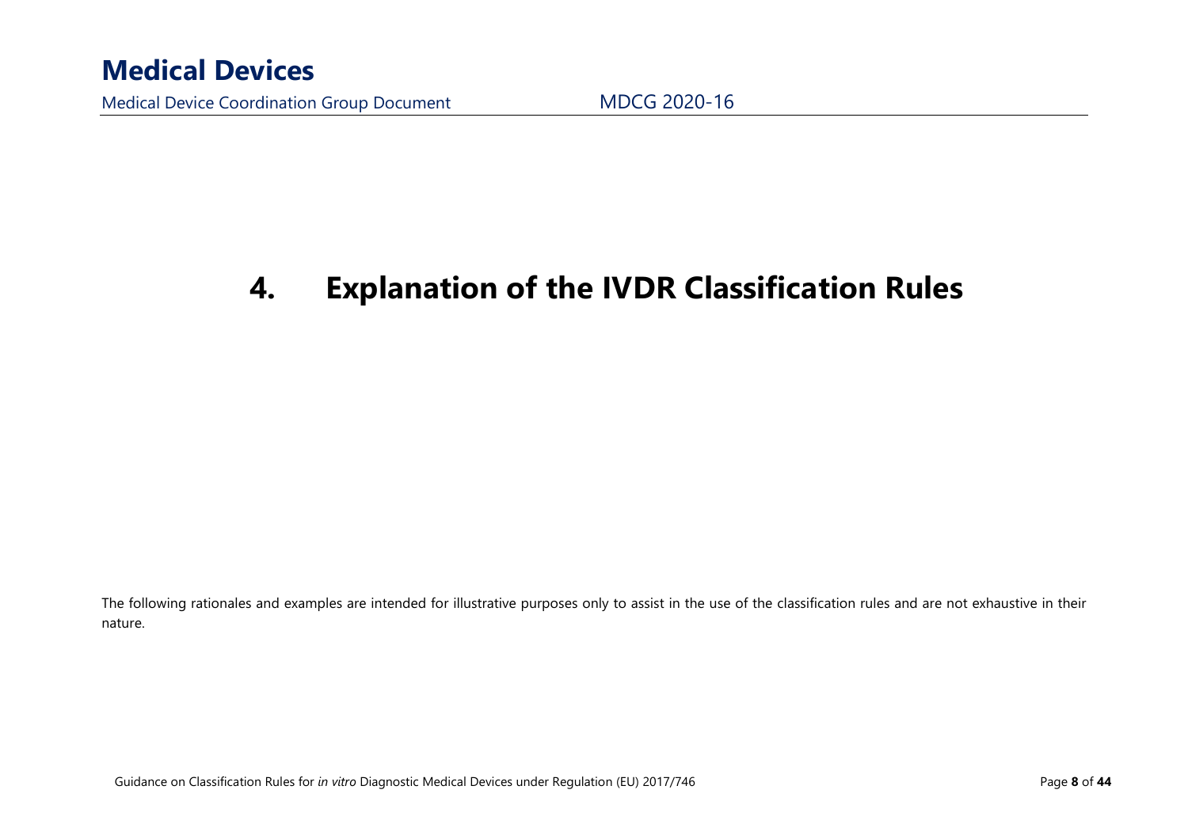# 4. Explanation of the IVDR Classification Rules

The following rationales and examples are intended for illustrative purposes only to assist in the use of the classification rules and are not exhaustive in their nature.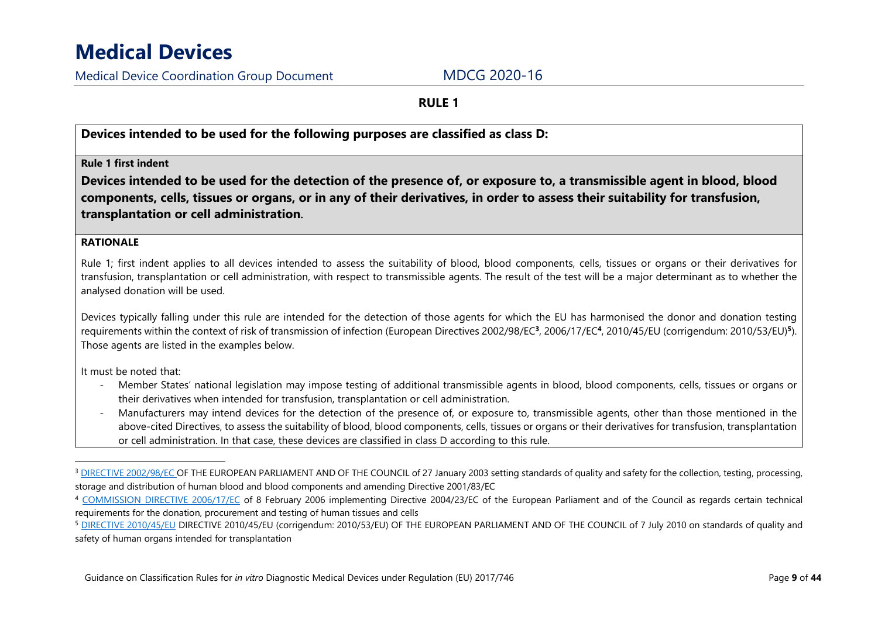## RULE 1

**Devices intended to be used for the following purposes are classified as class D:**

**Rule 1 first indent**

**Devices intended to be used for the detection of the presence of, or exposure to, a transmissible agent in blood, blood components, cells, tissues or organs, or in any of their derivatives, in order to assess their suitability for transfusion, transplantation or cell administration.**

**RATIONALE**

Rule 1; first indent applies to all devices intended to assess the suitability of blood, blood components, cells, tissues or organs or their derivatives for transfusion, transplantation or cell administration, with respect to transmissible agents. The result of the test will be a major determinant as to whether the analysed donation will be used.

Devices typically falling under this rule are intended for the detection of those agents for which the EU has harmonised the donor and donation testing requirements within the context of risk of transmission of infection (European Directives 2002/98/EC[3], 2006/17/EC[4], 2010/45/EU (corrigendum: 2010/53/EU)[5]). Those agents are listed in the examples below.

It must be noted that:

- Member States' national legislation may impose testing of additional transmissible agents in blood, blood components, cells, tissues or organs or their derivatives when intended for transfusion, transplantation or cell administration.
- Manufacturers may intend devices for the detection of the presence of, or exposure to, transmissible agents, other than those mentioned in the above-cited Directives, to assess the suitability of blood, blood components, cells, tissues or organs or their derivatives for transfusion, transplantation or cell administration. In that case, these devices are classified in class D according to this rule.

---

[3] DIRECTIVE 2002/98/EC OF THE EUROPEAN PARLIAMENT AND OF THE COUNCIL of 27 January 2003 setting standards of quality and safety for the collection, testing, processing, storage and distribution of human blood and blood components and amending Directive 2001/83/EC

[4] COMMISSION DIRECTIVE 2006/17/EC of 8 February 2006 implementing Directive 2004/23/EC of the European Parliament and of the Council as regards certain technical requirements for the donation, procurement and testing of human tissues and cells

[5] DIRECTIVE 2010/45/EU DIRECTIVE 2010/45/EU (corrigendum: 2010/53/EU) OF THE EUROPEAN PARLIAMENT AND OF THE COUNCIL of 7 July 2010 on standards of quality and safety of human organs intended for transplantation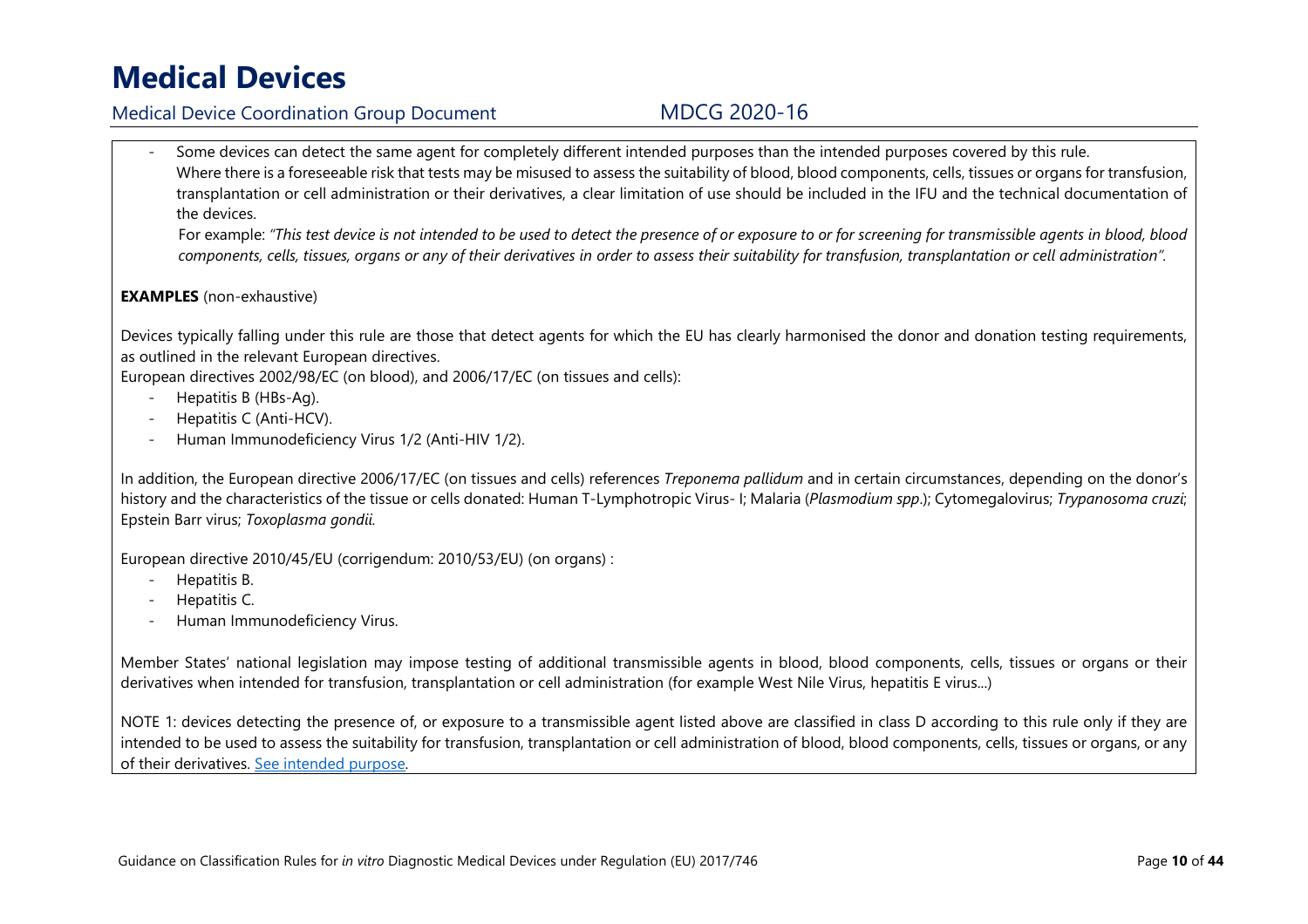- Some devices can detect the same agent for completely different intended purposes than the intended purposes covered by this rule.
  Where there is a foreseeable risk that tests may be misused to assess the suitability of blood, blood components, cells, tissues or organs for transfusion, transplantation or cell administration or their derivatives, a clear limitation of use should be included in the IFU and the technical documentation of the devices.
  For example: *"This test device is not intended to be used to detect the presence of or exposure to or for screening for transmissible agents in blood, blood components, cells, tissues, organs or any of their derivatives in order to assess their suitability for transfusion, transplantation or cell administration".*

**EXAMPLES** (non-exhaustive)

Devices typically falling under this rule are those that detect agents for which the EU has clearly harmonised the donor and donation testing requirements, as outlined in the relevant European directives.
European directives 2002/98/EC (on blood), and 2006/17/EC (on tissues and cells):

- Hepatitis B (HBs-Ag).
- Hepatitis C (Anti-HCV).
- Human Immunodeficiency Virus 1/2 (Anti-HIV 1/2).

In addition, the European directive 2006/17/EC (on tissues and cells) references *Treponema pallidum* and in certain circumstances, depending on the donor's history and the characteristics of the tissue or cells donated: Human T-Lymphotropic Virus- I; Malaria (*Plasmodium spp*.); Cytomegalovirus; *Trypanosoma cruzi*; Epstein Barr virus; *Toxoplasma gondii.*

European directive 2010/45/EU (corrigendum: 2010/53/EU) (on organs) :

- Hepatitis B.
- Hepatitis C.
- Human Immunodeficiency Virus.

Member States' national legislation may impose testing of additional transmissible agents in blood, blood components, cells, tissues or organs or their derivatives when intended for transfusion, transplantation or cell administration (for example West Nile Virus, hepatitis E virus...)

NOTE 1: devices detecting the presence of, or exposure to a transmissible agent listed above are classified in class D according to this rule only if they are intended to be used to assess the suitability for transfusion, transplantation or cell administration of blood, blood components, cells, tissues or organs, or any of their derivatives. See intended purpose.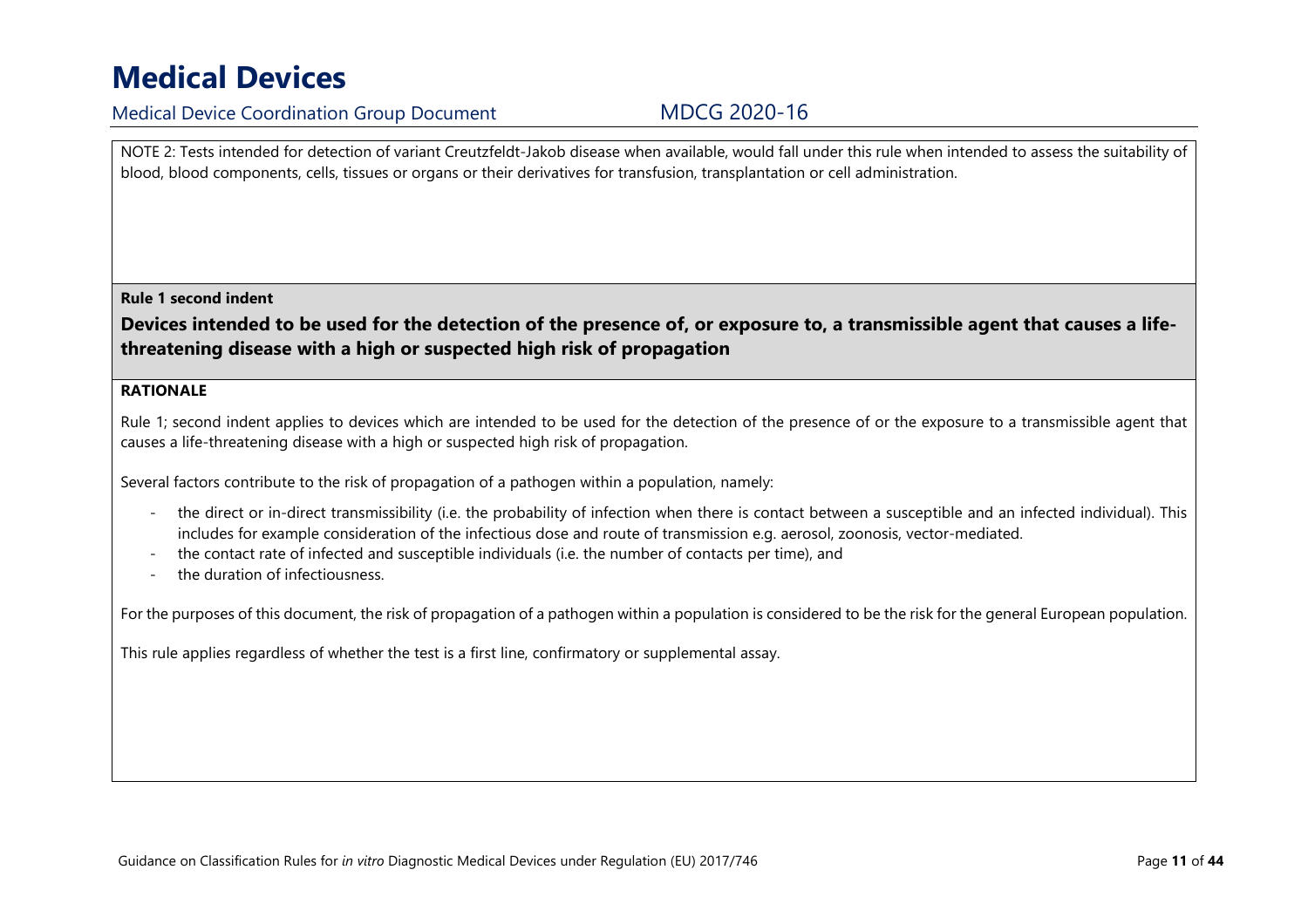NOTE 2: Tests intended for detection of variant Creutzfeldt-Jakob disease when available, would fall under this rule when intended to assess the suitability of blood, blood components, cells, tissues or organs or their derivatives for transfusion, transplantation or cell administration.

**Rule 1 second indent**

### Devices intended to be used for the detection of the presence of, or exposure to, a transmissible agent that causes a life-threatening disease with a high or suspected high risk of propagation

**RATIONALE**

Rule 1; second indent applies to devices which are intended to be used for the detection of the presence of or the exposure to a transmissible agent that causes a life-threatening disease with a high or suspected high risk of propagation.

Several factors contribute to the risk of propagation of a pathogen within a population, namely:

- the direct or in-direct transmissibility (i.e. the probability of infection when there is contact between a susceptible and an infected individual). This includes for example consideration of the infectious dose and route of transmission e.g. aerosol, zoonosis, vector-mediated.
- the contact rate of infected and susceptible individuals (i.e. the number of contacts per time), and
- the duration of infectiousness.

For the purposes of this document, the risk of propagation of a pathogen within a population is considered to be the risk for the general European population.

This rule applies regardless of whether the test is a first line, confirmatory or supplemental assay.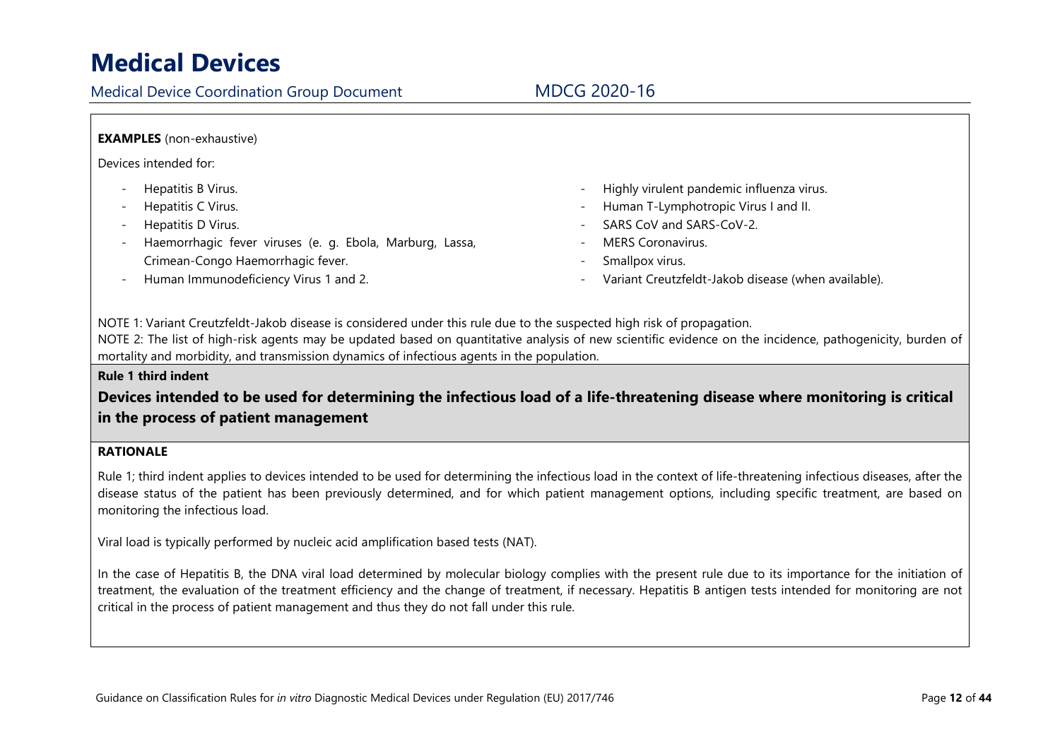**EXAMPLES** (non-exhaustive)

Devices intended for:

- Hepatitis B Virus.
- Hepatitis C Virus.
- Hepatitis D Virus.
- Haemorrhagic fever viruses (e. g. Ebola, Marburg, Lassa, Crimean-Congo Haemorrhagic fever.
- Human Immunodeficiency Virus 1 and 2.
- Highly virulent pandemic influenza virus.
- Human T-Lymphotropic Virus I and II.
- SARS CoV and SARS-CoV-2.
- MERS Coronavirus.
- Smallpox virus.
- Variant Creutzfeldt-Jakob disease (when available).

NOTE 1: Variant Creutzfeldt-Jakob disease is considered under this rule due to the suspected high risk of propagation.
NOTE 2: The list of high-risk agents may be updated based on quantitative analysis of new scientific evidence on the incidence, pathogenicity, burden of mortality and morbidity, and transmission dynamics of infectious agents in the population.

**Rule 1 third indent**

## Devices intended to be used for determining the infectious load of a life-threatening disease where monitoring is critical in the process of patient management

**RATIONALE**

Rule 1; third indent applies to devices intended to be used for determining the infectious load in the context of life-threatening infectious diseases, after the disease status of the patient has been previously determined, and for which patient management options, including specific treatment, are based on monitoring the infectious load.

Viral load is typically performed by nucleic acid amplification based tests (NAT).

In the case of Hepatitis B, the DNA viral load determined by molecular biology complies with the present rule due to its importance for the initiation of treatment, the evaluation of the treatment efficiency and the change of treatment, if necessary. Hepatitis B antigen tests intended for monitoring are not critical in the process of patient management and thus they do not fall under this rule.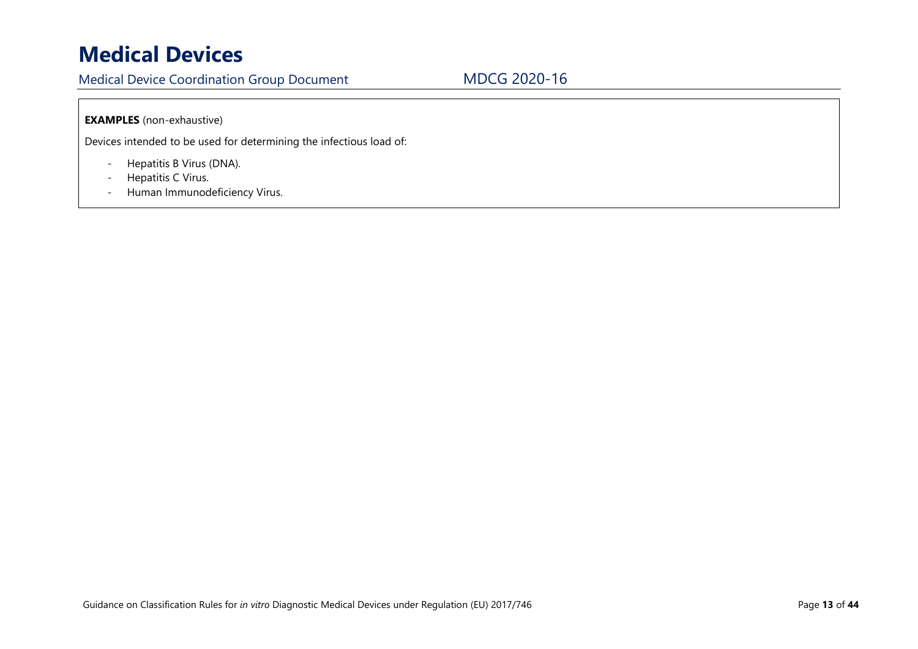**EXAMPLES** (non-exhaustive)

Devices intended to be used for determining the infectious load of:

- Hepatitis B Virus (DNA).
- Hepatitis C Virus.
- Human Immunodeficiency Virus.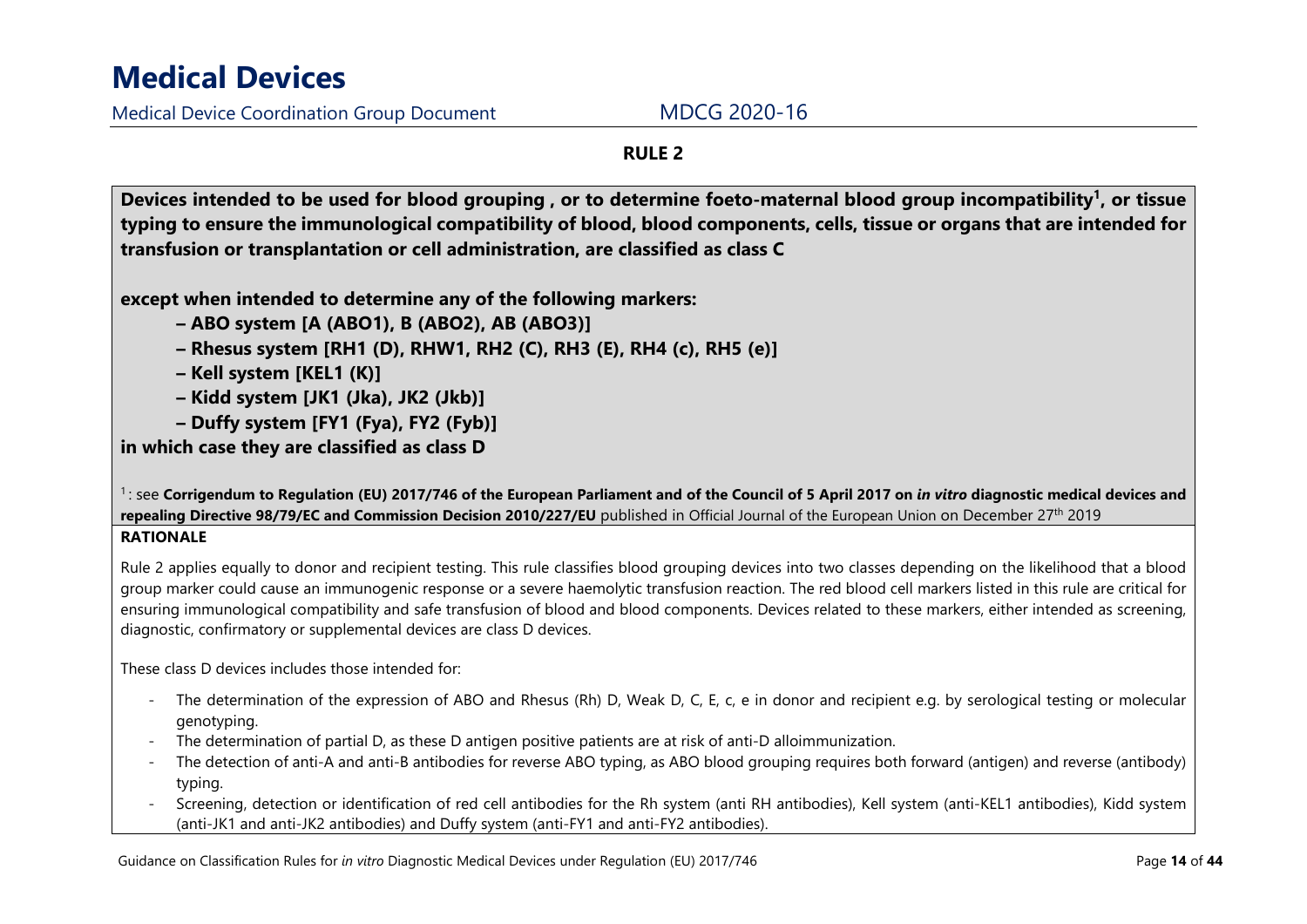## RULE 2

**Devices intended to be used for blood grouping , or to determine foeto-maternal blood group incompatibility[1], or tissue typing to ensure the immunological compatibility of blood, blood components, cells, tissue or organs that are intended for transfusion or transplantation or cell administration, are classified as class C**

**except when intended to determine any of the following markers:**

- **– ABO system [A (ABO1), B (ABO2), AB (ABO3)]**
- **– Rhesus system [RH1 (D), RHW1, RH2 (C), RH3 (E), RH4 (c), RH5 (e)]**
- **– Kell system [KEL1 (K)]**
- **– Kidd system [JK1 (Jka), JK2 (Jkb)]**
- **– Duffy system [FY1 (Fya), FY2 (Fyb)]**

**in which case they are classified as class D**

[1]: see **Corrigendum to Regulation (EU) 2017/746 of the European Parliament and of the Council of 5 April 2017 on *in vitro* diagnostic medical devices and repealing Directive 98/79/EC and Commission Decision 2010/227/EU** published in Official Journal of the European Union on December 27th 2019

**RATIONALE**

Rule 2 applies equally to donor and recipient testing. This rule classifies blood grouping devices into two classes depending on the likelihood that a blood group marker could cause an immunogenic response or a severe haemolytic transfusion reaction. The red blood cell markers listed in this rule are critical for ensuring immunological compatibility and safe transfusion of blood and blood components. Devices related to these markers, either intended as screening, diagnostic, confirmatory or supplemental devices are class D devices.

These class D devices includes those intended for:

- The determination of the expression of ABO and Rhesus (Rh) D, Weak D, C, E, c, e in donor and recipient e.g. by serological testing or molecular genotyping.
- The determination of partial D, as these D antigen positive patients are at risk of anti-D alloimmunization.
- The detection of anti-A and anti-B antibodies for reverse ABO typing, as ABO blood grouping requires both forward (antigen) and reverse (antibody) typing.
- Screening, detection or identification of red cell antibodies for the Rh system (anti RH antibodies), Kell system (anti-KEL1 antibodies), Kidd system (anti-JK1 and anti-JK2 antibodies) and Duffy system (anti-FY1 and anti-FY2 antibodies).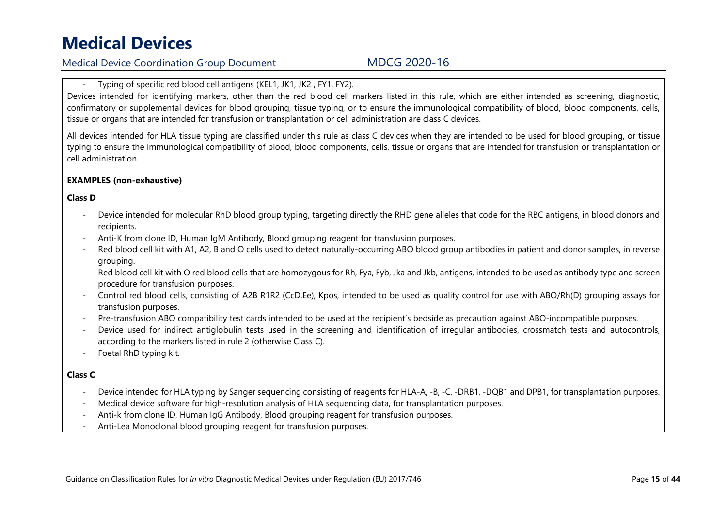- Typing of specific red blood cell antigens (KEL1, JK1, JK2 , FY1, FY2).

Devices intended for identifying markers, other than the red blood cell markers listed in this rule, which are either intended as screening, diagnostic, confirmatory or supplemental devices for blood grouping, tissue typing, or to ensure the immunological compatibility of blood, blood components, cells, tissue or organs that are intended for transfusion or transplantation or cell administration are class C devices.

All devices intended for HLA tissue typing are classified under this rule as class C devices when they are intended to be used for blood grouping, or tissue typing to ensure the immunological compatibility of blood, blood components, cells, tissue or organs that are intended for transfusion or transplantation or cell administration.

**EXAMPLES (non-exhaustive)**

**Class D**

- Device intended for molecular RhD blood group typing, targeting directly the RHD gene alleles that code for the RBC antigens, in blood donors and recipients.
- Anti-K from clone ID, Human IgM Antibody, Blood grouping reagent for transfusion purposes.
- Red blood cell kit with A1, A2, B and O cells used to detect naturally-occurring ABO blood group antibodies in patient and donor samples, in reverse grouping.
- Red blood cell kit with O red blood cells that are homozygous for Rh, Fya, Fyb, Jka and Jkb, antigens, intended to be used as antibody type and screen procedure for transfusion purposes.
- Control red blood cells, consisting of A2B R1R2 (CcD.Ee), Kpos, intended to be used as quality control for use with ABO/Rh(D) grouping assays for transfusion purposes.
- Pre-transfusion ABO compatibility test cards intended to be used at the recipient's bedside as precaution against ABO-incompatible purposes.
- Device used for indirect antiglobulin tests used in the screening and identification of irregular antibodies, crossmatch tests and autocontrols, according to the markers listed in rule 2 (otherwise Class C).
- Foetal RhD typing kit.

**Class C**

- Device intended for HLA typing by Sanger sequencing consisting of reagents for HLA-A, -B, -C, -DRB1, -DQB1 and DPB1, for transplantation purposes.
- Medical device software for high-resolution analysis of HLA sequencing data, for transplantation purposes.
- Anti-k from clone ID, Human IgG Antibody, Blood grouping reagent for transfusion purposes.
- Anti-Lea Monoclonal blood grouping reagent for transfusion purposes.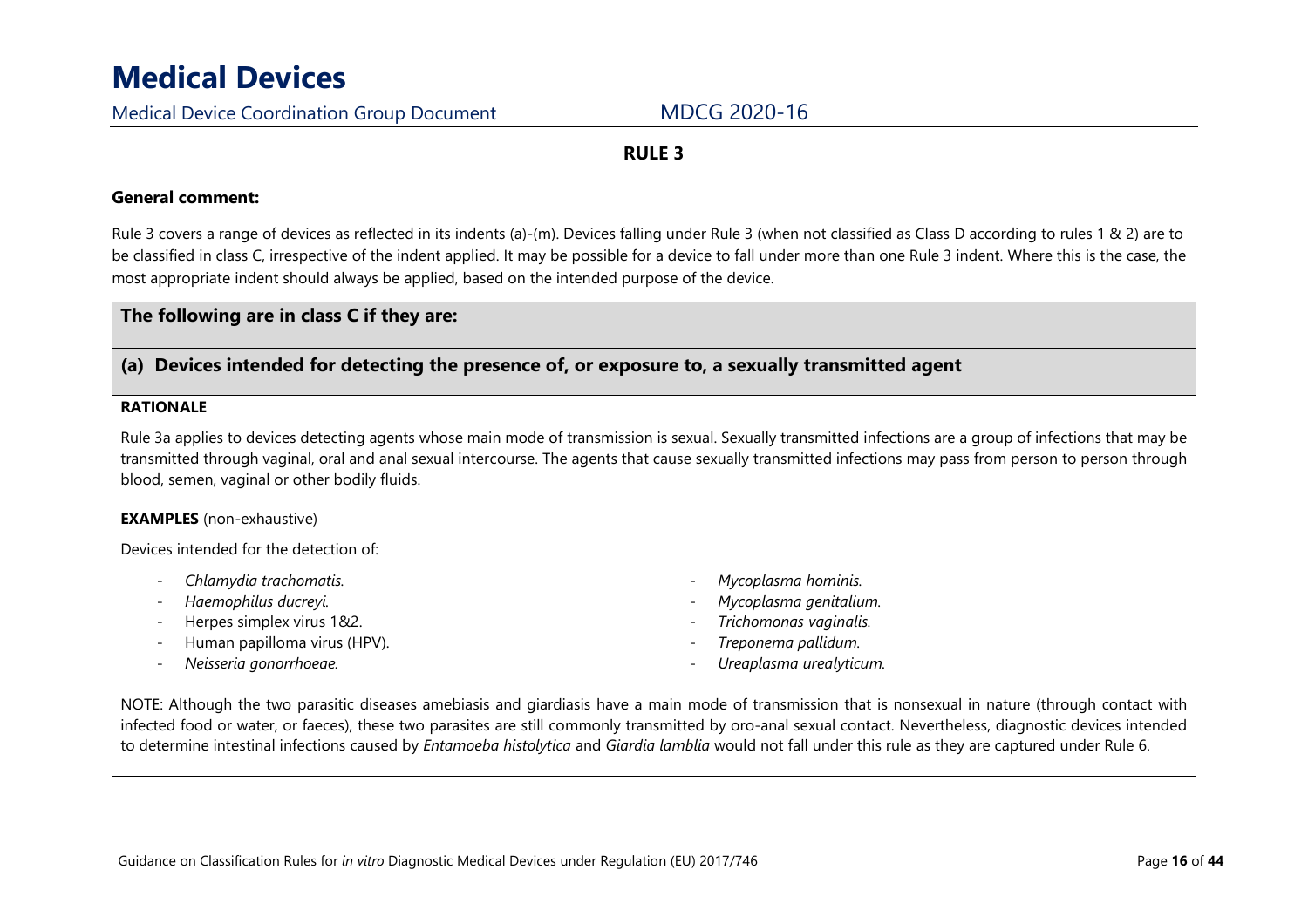## RULE 3

**General comment:**

Rule 3 covers a range of devices as reflected in its indents (a)-(m). Devices falling under Rule 3 (when not classified as Class D according to rules 1 & 2) are to be classified in class C, irrespective of the indent applied. It may be possible for a device to fall under more than one Rule 3 indent. Where this is the case, the most appropriate indent should always be applied, based on the intended purpose of the device.

### The following are in class C if they are:

### (a) Devices intended for detecting the presence of, or exposure to, a sexually transmitted agent

**RATIONALE**

Rule 3a applies to devices detecting agents whose main mode of transmission is sexual. Sexually transmitted infections are a group of infections that may be transmitted through vaginal, oral and anal sexual intercourse. The agents that cause sexually transmitted infections may pass from person to person through blood, semen, vaginal or other bodily fluids.

**EXAMPLES** (non-exhaustive)

Devices intended for the detection of:

- *Chlamydia trachomatis.*
- *Haemophilus ducreyi.*
- Herpes simplex virus 1&2.
- Human papilloma virus (HPV).
- *Neisseria gonorrhoeae.*
- *Mycoplasma hominis.*
- *Mycoplasma genitalium.*
- *Trichomonas vaginalis.*
- *Treponema pallidum.*
- *Ureaplasma urealyticum.*

NOTE: Although the two parasitic diseases amebiasis and giardiasis have a main mode of transmission that is nonsexual in nature (through contact with infected food or water, or faeces), these two parasites are still commonly transmitted by oro-anal sexual contact. Nevertheless, diagnostic devices intended to determine intestinal infections caused by *Entamoeba histolytica* and *Giardia lamblia* would not fall under this rule as they are captured under Rule 6.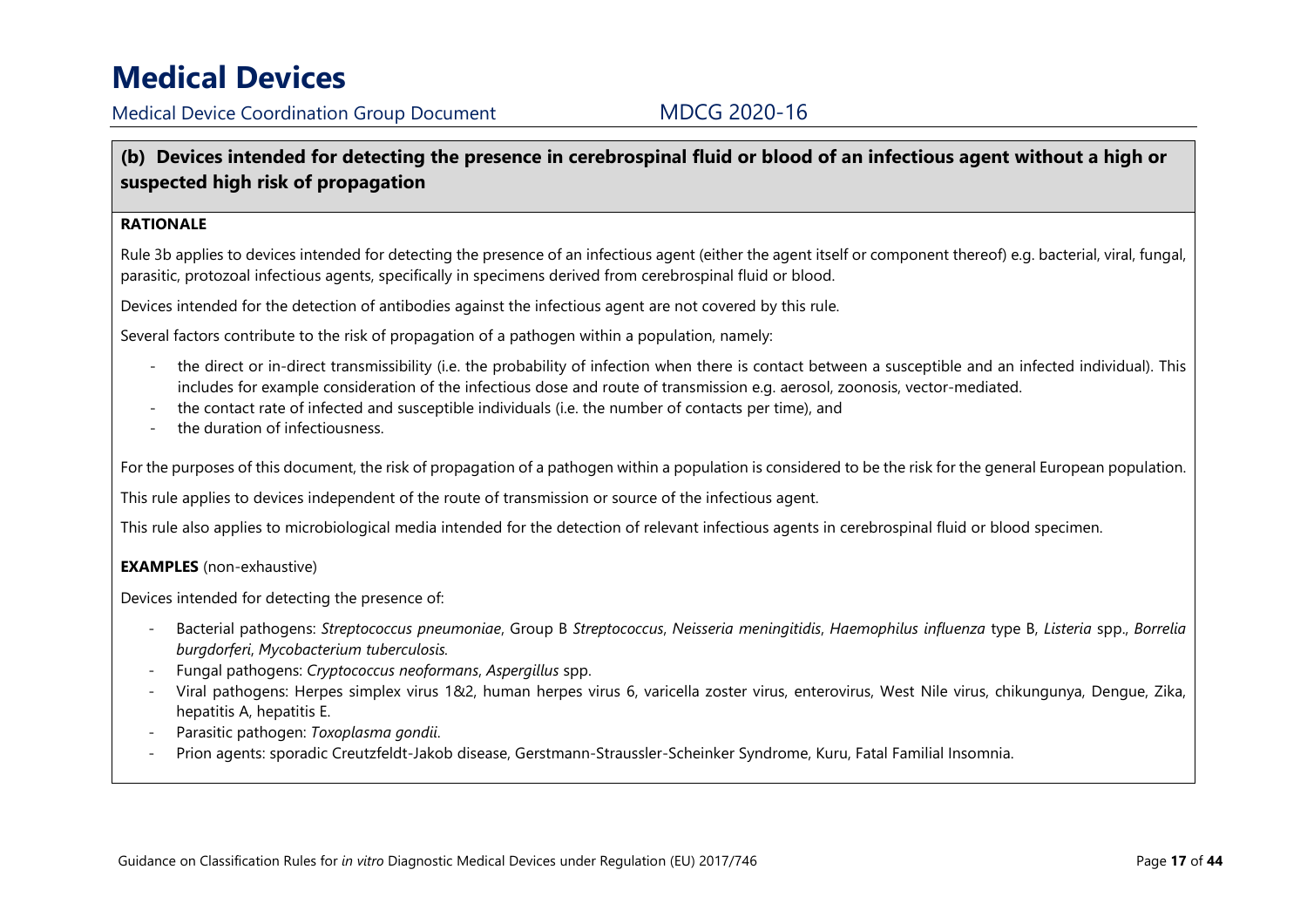## (b) Devices intended for detecting the presence in cerebrospinal fluid or blood of an infectious agent without a high or suspected high risk of propagation

**RATIONALE**

Rule 3b applies to devices intended for detecting the presence of an infectious agent (either the agent itself or component thereof) e.g. bacterial, viral, fungal, parasitic, protozoal infectious agents, specifically in specimens derived from cerebrospinal fluid or blood.

Devices intended for the detection of antibodies against the infectious agent are not covered by this rule.

Several factors contribute to the risk of propagation of a pathogen within a population, namely:

- the direct or in-direct transmissibility (i.e. the probability of infection when there is contact between a susceptible and an infected individual). This includes for example consideration of the infectious dose and route of transmission e.g. aerosol, zoonosis, vector-mediated.
- the contact rate of infected and susceptible individuals (i.e. the number of contacts per time), and
- the duration of infectiousness.

For the purposes of this document, the risk of propagation of a pathogen within a population is considered to be the risk for the general European population.

This rule applies to devices independent of the route of transmission or source of the infectious agent.

This rule also applies to microbiological media intended for the detection of relevant infectious agents in cerebrospinal fluid or blood specimen.

**EXAMPLES** (non-exhaustive)

Devices intended for detecting the presence of:

- Bacterial pathogens: *Streptococcus pneumoniae*, Group B *Streptococcus*, *Neisseria meningitidis*, *Haemophilus influenza* type B, *Listeria* spp., *Borrelia burgdorferi*, *Mycobacterium tuberculosis.*
- Fungal pathogens: *Cryptococcus neoformans*, *Aspergillus* spp.
- Viral pathogens: Herpes simplex virus 1&2, human herpes virus 6, varicella zoster virus, enterovirus, West Nile virus, chikungunya, Dengue, Zika, hepatitis A, hepatitis E.
- Parasitic pathogen: *Toxoplasma gondii*.
- Prion agents: sporadic Creutzfeldt-Jakob disease, Gerstmann-Straussler-Scheinker Syndrome, Kuru, Fatal Familial Insomnia.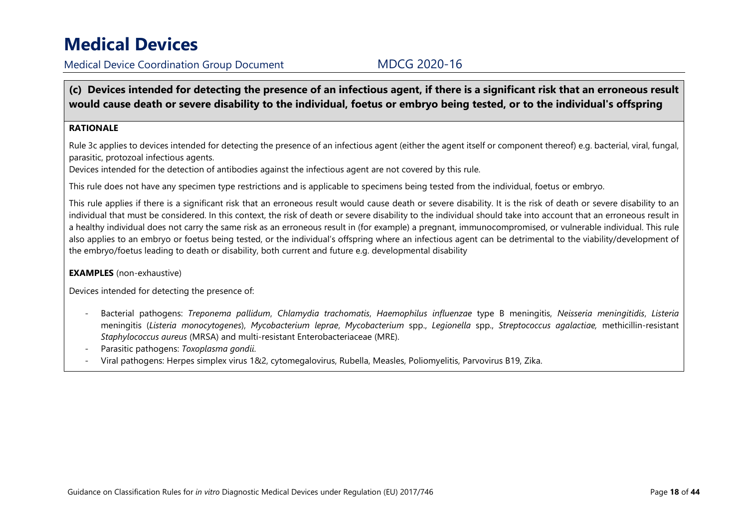### (c) Devices intended for detecting the presence of an infectious agent, if there is a significant risk that an erroneous result would cause death or severe disability to the individual, foetus or embryo being tested, or to the individual's offspring

**RATIONALE**

Rule 3c applies to devices intended for detecting the presence of an infectious agent (either the agent itself or component thereof) e.g. bacterial, viral, fungal, parasitic, protozoal infectious agents.

Devices intended for the detection of antibodies against the infectious agent are not covered by this rule.

This rule does not have any specimen type restrictions and is applicable to specimens being tested from the individual, foetus or embryo.

This rule applies if there is a significant risk that an erroneous result would cause death or severe disability. It is the risk of death or severe disability to an individual that must be considered. In this context, the risk of death or severe disability to the individual should take into account that an erroneous result in a healthy individual does not carry the same risk as an erroneous result in (for example) a pregnant, immunocompromised, or vulnerable individual. This rule also applies to an embryo or foetus being tested, or the individual's offspring where an infectious agent can be detrimental to the viability/development of the embryo/foetus leading to death or disability, both current and future e.g. developmental disability

**EXAMPLES** (non-exhaustive)

Devices intended for detecting the presence of:

- Bacterial pathogens: *Treponema pallidum*, *Chlamydia trachomatis*, *Haemophilus influenzae* type B meningitis, *Neisseria meningitidis*, *Listeria* meningitis (*Listeria monocytogenes*), *Mycobacterium leprae*, *Mycobacterium* spp., *Legionella* spp., *Streptococcus agalactiae,* methicillin-resistant *Staphylococcus aureus* (MRSA) and multi-resistant Enterobacteriaceae (MRE).
- Parasitic pathogens: *Toxoplasma gondii*.
- Viral pathogens: Herpes simplex virus 1&2, cytomegalovirus, Rubella, Measles, Poliomyelitis, Parvovirus B19, Zika.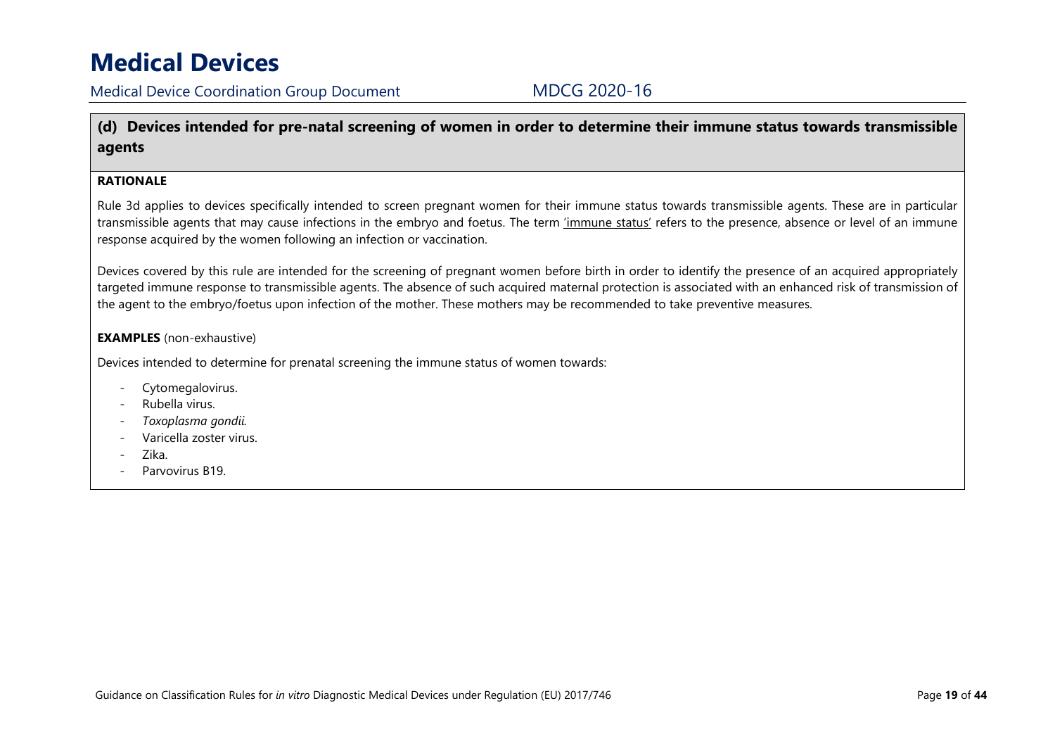## (d) Devices intended for pre-natal screening of women in order to determine their immune status towards transmissible agents

**RATIONALE**

Rule 3d applies to devices specifically intended to screen pregnant women for their immune status towards transmissible agents. These are in particular transmissible agents that may cause infections in the embryo and foetus. The term 'immune status' refers to the presence, absence or level of an immune response acquired by the women following an infection or vaccination.

Devices covered by this rule are intended for the screening of pregnant women before birth in order to identify the presence of an acquired appropriately targeted immune response to transmissible agents. The absence of such acquired maternal protection is associated with an enhanced risk of transmission of the agent to the embryo/foetus upon infection of the mother. These mothers may be recommended to take preventive measures.

**EXAMPLES** (non-exhaustive)

Devices intended to determine for prenatal screening the immune status of women towards:

- Cytomegalovirus.
- Rubella virus.
- *Toxoplasma gondii*.
- Varicella zoster virus.
- Zika.
- Parvovirus B19.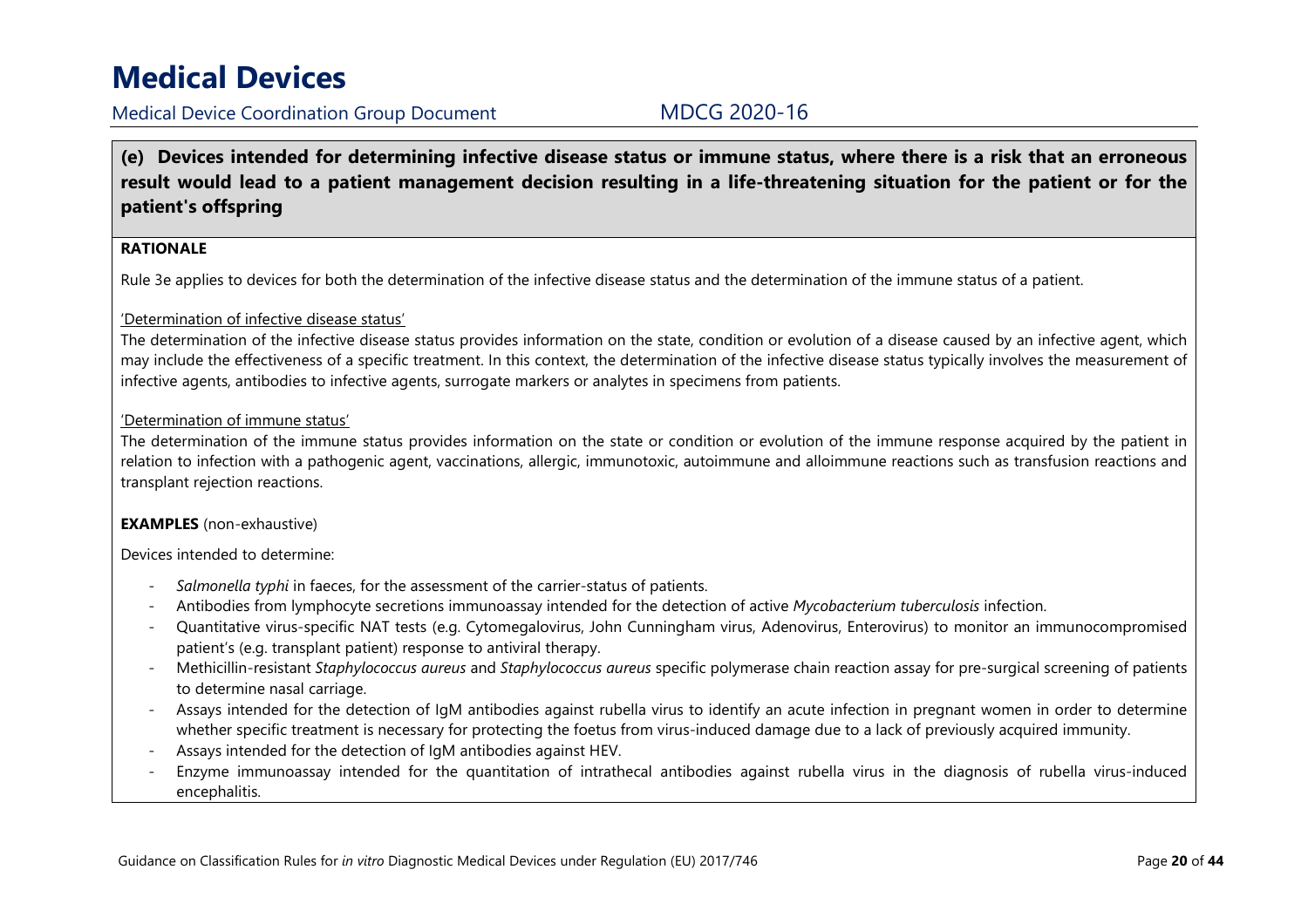**(e) Devices intended for determining infective disease status or immune status, where there is a risk that an erroneous result would lead to a patient management decision resulting in a life-threatening situation for the patient or for the patient's offspring**

**RATIONALE**

Rule 3e applies to devices for both the determination of the infective disease status and the determination of the immune status of a patient.

'Determination of infective disease status'

The determination of the infective disease status provides information on the state, condition or evolution of a disease caused by an infective agent, which may include the effectiveness of a specific treatment. In this context, the determination of the infective disease status typically involves the measurement of infective agents, antibodies to infective agents, surrogate markers or analytes in specimens from patients.

'Determination of immune status'

The determination of the immune status provides information on the state or condition or evolution of the immune response acquired by the patient in relation to infection with a pathogenic agent, vaccinations, allergic, immunotoxic, autoimmune and alloimmune reactions such as transfusion reactions and transplant rejection reactions.

**EXAMPLES** (non-exhaustive)

Devices intended to determine:

- *Salmonella typhi* in faeces, for the assessment of the carrier-status of patients.
- Antibodies from lymphocyte secretions immunoassay intended for the detection of active *Mycobacterium tuberculosis* infection.
- Quantitative virus-specific NAT tests (e.g. Cytomegalovirus, John Cunningham virus, Adenovirus, Enterovirus) to monitor an immunocompromised patient's (e.g. transplant patient) response to antiviral therapy.
- Methicillin-resistant *Staphylococcus aureus* and *Staphylococcus aureus* specific polymerase chain reaction assay for pre-surgical screening of patients to determine nasal carriage.
- Assays intended for the detection of IgM antibodies against rubella virus to identify an acute infection in pregnant women in order to determine whether specific treatment is necessary for protecting the foetus from virus-induced damage due to a lack of previously acquired immunity.
- Assays intended for the detection of IgM antibodies against HEV.
- Enzyme immunoassay intended for the quantitation of intrathecal antibodies against rubella virus in the diagnosis of rubella virus-induced encephalitis.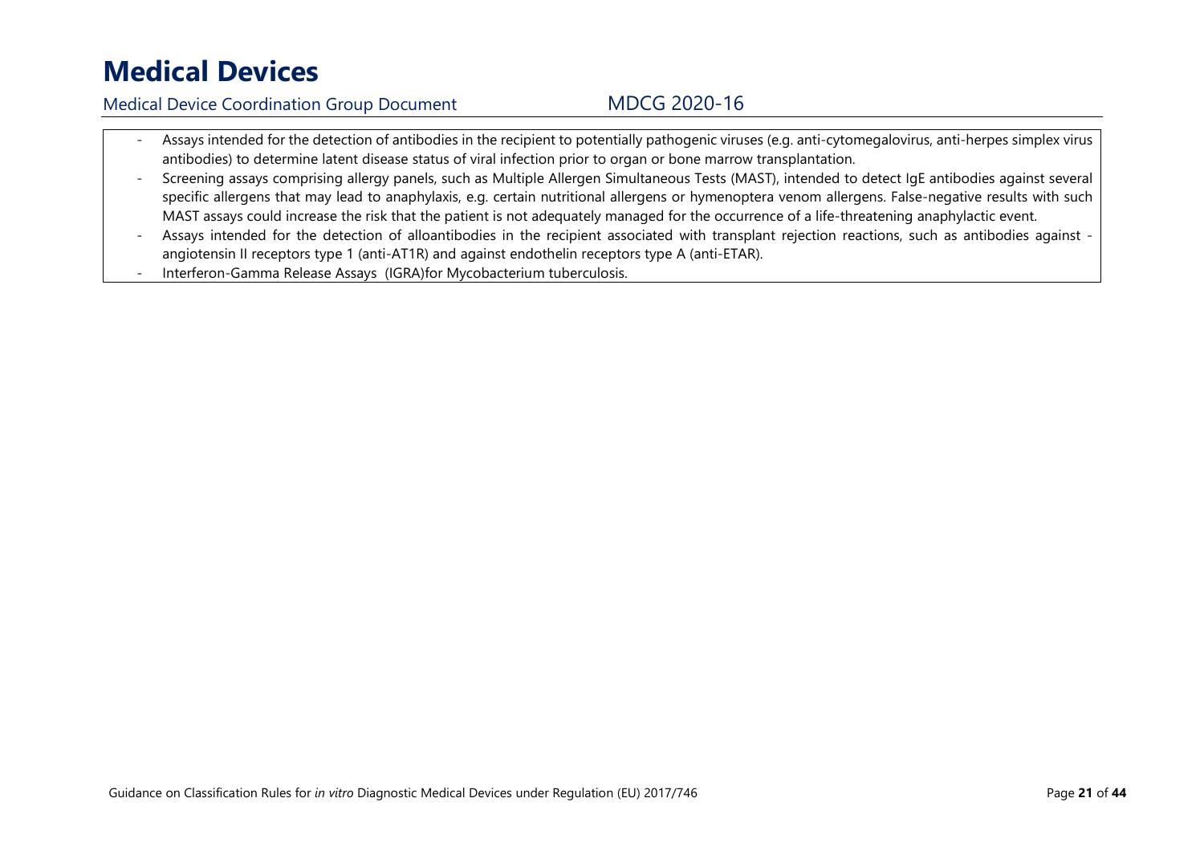- Assays intended for the detection of antibodies in the recipient to potentially pathogenic viruses (e.g. anti-cytomegalovirus, anti-herpes simplex virus antibodies) to determine latent disease status of viral infection prior to organ or bone marrow transplantation.
- Screening assays comprising allergy panels, such as Multiple Allergen Simultaneous Tests (MAST), intended to detect IgE antibodies against several specific allergens that may lead to anaphylaxis, e.g. certain nutritional allergens or hymenoptera venom allergens. False-negative results with such MAST assays could increase the risk that the patient is not adequately managed for the occurrence of a life-threatening anaphylactic event.
- Assays intended for the detection of alloantibodies in the recipient associated with transplant rejection reactions, such as antibodies against - angiotensin II receptors type 1 (anti-AT1R) and against endothelin receptors type A (anti-ETAR).
- Interferon-Gamma Release Assays (IGRA)for Mycobacterium tuberculosis.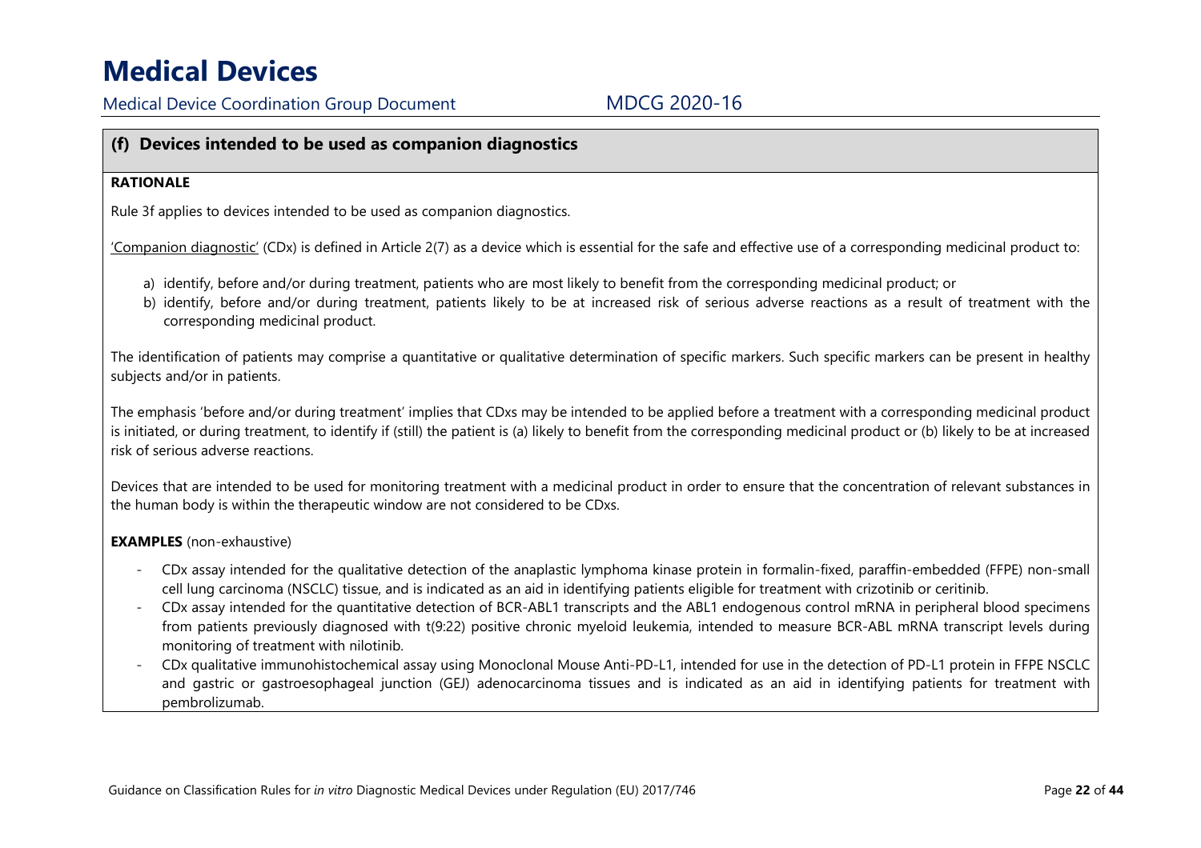## (f) Devices intended to be used as companion diagnostics

**RATIONALE**

Rule 3f applies to devices intended to be used as companion diagnostics.

'Companion diagnostic' (CDx) is defined in Article 2(7) as a device which is essential for the safe and effective use of a corresponding medicinal product to:

a) identify, before and/or during treatment, patients who are most likely to benefit from the corresponding medicinal product; or
b) identify, before and/or during treatment, patients likely to be at increased risk of serious adverse reactions as a result of treatment with the corresponding medicinal product.

The identification of patients may comprise a quantitative or qualitative determination of specific markers. Such specific markers can be present in healthy subjects and/or in patients.

The emphasis 'before and/or during treatment' implies that CDxs may be intended to be applied before a treatment with a corresponding medicinal product is initiated, or during treatment, to identify if (still) the patient is (a) likely to benefit from the corresponding medicinal product or (b) likely to be at increased risk of serious adverse reactions.

Devices that are intended to be used for monitoring treatment with a medicinal product in order to ensure that the concentration of relevant substances in the human body is within the therapeutic window are not considered to be CDxs.

**EXAMPLES** (non-exhaustive)

- CDx assay intended for the qualitative detection of the anaplastic lymphoma kinase protein in formalin-fixed, paraffin-embedded (FFPE) non-small cell lung carcinoma (NSCLC) tissue, and is indicated as an aid in identifying patients eligible for treatment with crizotinib or ceritinib.
- CDx assay intended for the quantitative detection of BCR-ABL1 transcripts and the ABL1 endogenous control mRNA in peripheral blood specimens from patients previously diagnosed with t(9:22) positive chronic myeloid leukemia, intended to measure BCR-ABL mRNA transcript levels during monitoring of treatment with nilotinib.
- CDx qualitative immunohistochemical assay using Monoclonal Mouse Anti-PD-L1, intended for use in the detection of PD-L1 protein in FFPE NSCLC and gastric or gastroesophageal junction (GEJ) adenocarcinoma tissues and is indicated as an aid in identifying patients for treatment with pembrolizumab.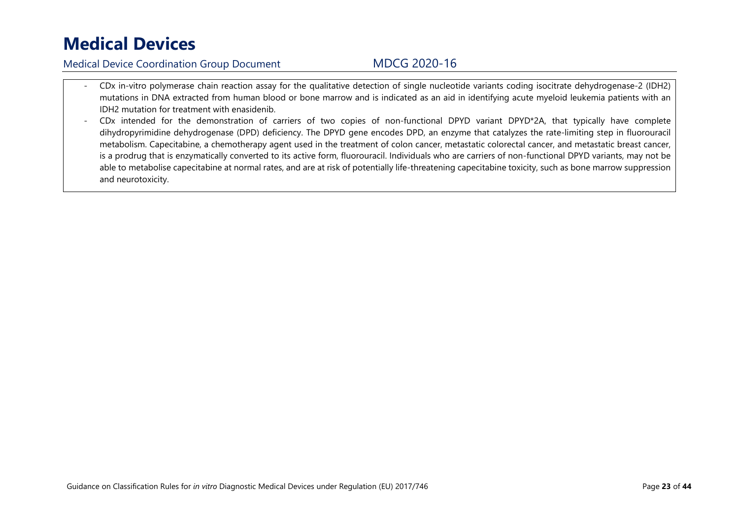- CDx in-vitro polymerase chain reaction assay for the qualitative detection of single nucleotide variants coding isocitrate dehydrogenase-2 (IDH2) mutations in DNA extracted from human blood or bone marrow and is indicated as an aid in identifying acute myeloid leukemia patients with an IDH2 mutation for treatment with enasidenib.
- CDx intended for the demonstration of carriers of two copies of non-functional DPYD variant DPYD*2A, that typically have complete dihydropyrimidine dehydrogenase (DPD) deficiency. The DPYD gene encodes DPD, an enzyme that catalyzes the rate-limiting step in fluorouracil metabolism. Capecitabine, a chemotherapy agent used in the treatment of colon cancer, metastatic colorectal cancer, and metastatic breast cancer, is a prodrug that is enzymatically converted to its active form, fluorouracil. Individuals who are carriers of non-functional DPYD variants, may not be able to metabolise capecitabine at normal rates, and are at risk of potentially life-threatening capecitabine toxicity, such as bone marrow suppression and neurotoxicity.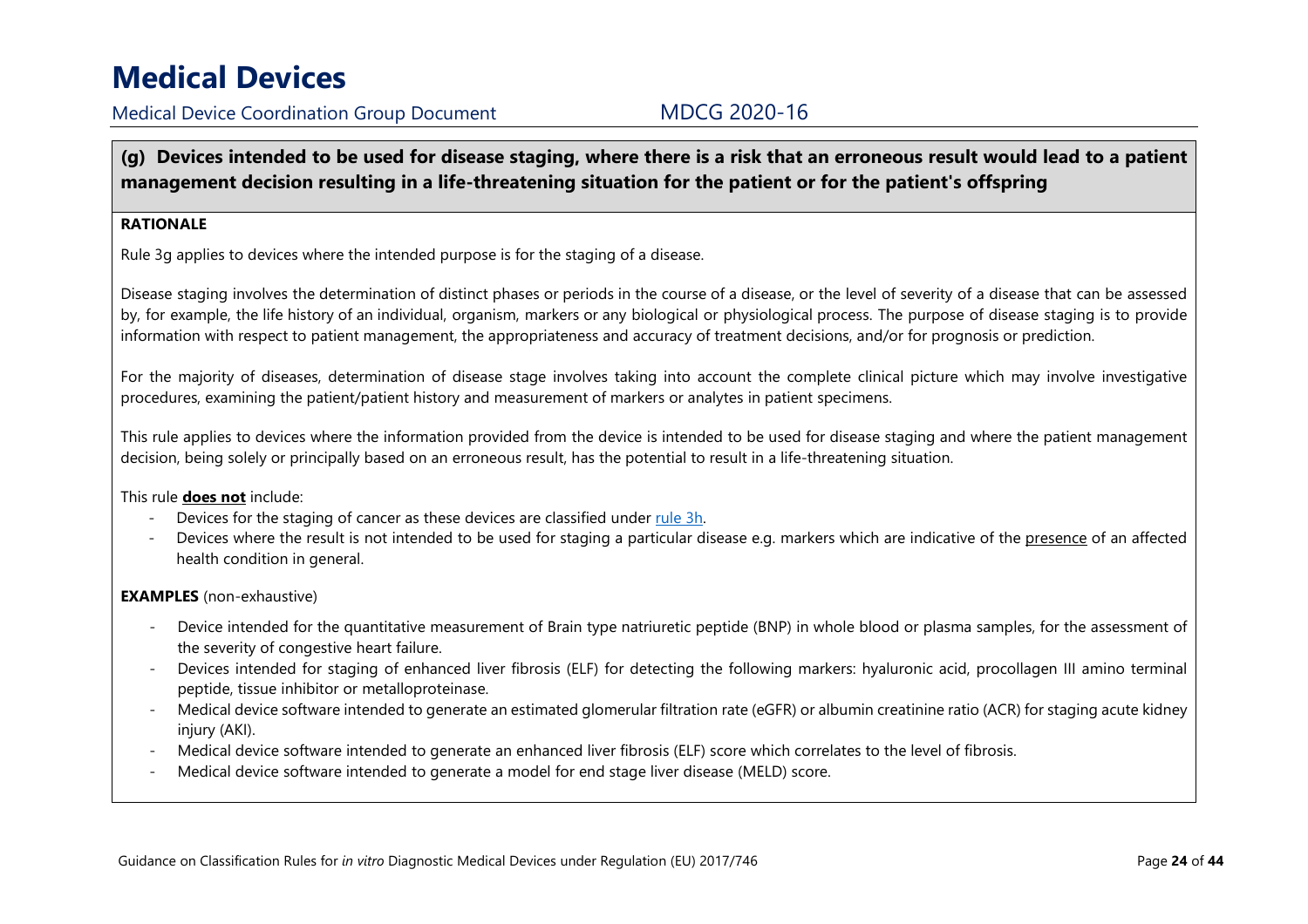## (g) Devices intended to be used for disease staging, where there is a risk that an erroneous result would lead to a patient management decision resulting in a life-threatening situation for the patient or for the patient's offspring

**RATIONALE**

Rule 3g applies to devices where the intended purpose is for the staging of a disease.

Disease staging involves the determination of distinct phases or periods in the course of a disease, or the level of severity of a disease that can be assessed by, for example, the life history of an individual, organism, markers or any biological or physiological process. The purpose of disease staging is to provide information with respect to patient management, the appropriateness and accuracy of treatment decisions, and/or for prognosis or prediction.

For the majority of diseases, determination of disease stage involves taking into account the complete clinical picture which may involve investigative procedures, examining the patient/patient history and measurement of markers or analytes in patient specimens.

This rule applies to devices where the information provided from the device is intended to be used for disease staging and where the patient management decision, being solely or principally based on an erroneous result, has the potential to result in a life-threatening situation.

This rule **does not** include:

- Devices for the staging of cancer as these devices are classified under rule 3h.
- Devices where the result is not intended to be used for staging a particular disease e.g. markers which are indicative of the presence of an affected health condition in general.

**EXAMPLES** (non-exhaustive)

- Device intended for the quantitative measurement of Brain type natriuretic peptide (BNP) in whole blood or plasma samples, for the assessment of the severity of congestive heart failure.
- Devices intended for staging of enhanced liver fibrosis (ELF) for detecting the following markers: hyaluronic acid, procollagen III amino terminal peptide, tissue inhibitor or metalloproteinase.
- Medical device software intended to generate an estimated glomerular filtration rate (eGFR) or albumin creatinine ratio (ACR) for staging acute kidney injury (AKI).
- Medical device software intended to generate an enhanced liver fibrosis (ELF) score which correlates to the level of fibrosis.
- Medical device software intended to generate a model for end stage liver disease (MELD) score.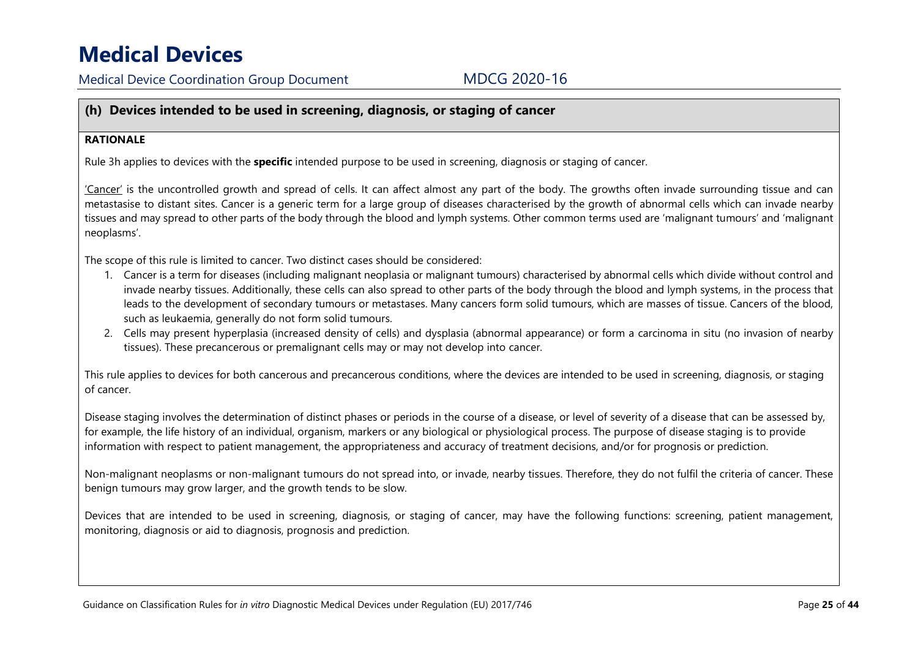## (h) Devices intended to be used in screening, diagnosis, or staging of cancer

**RATIONALE**

Rule 3h applies to devices with the **specific** intended purpose to be used in screening, diagnosis or staging of cancer.

'Cancer' is the uncontrolled growth and spread of cells. It can affect almost any part of the body. The growths often invade surrounding tissue and can metastasise to distant sites. Cancer is a generic term for a large group of diseases characterised by the growth of abnormal cells which can invade nearby tissues and may spread to other parts of the body through the blood and lymph systems. Other common terms used are 'malignant tumours' and 'malignant neoplasms'.

The scope of this rule is limited to cancer. Two distinct cases should be considered:

1. Cancer is a term for diseases (including malignant neoplasia or malignant tumours) characterised by abnormal cells which divide without control and invade nearby tissues. Additionally, these cells can also spread to other parts of the body through the blood and lymph systems, in the process that leads to the development of secondary tumours or metastases. Many cancers form solid tumours, which are masses of tissue. Cancers of the blood, such as leukaemia, generally do not form solid tumours.
2. Cells may present hyperplasia (increased density of cells) and dysplasia (abnormal appearance) or form a carcinoma in situ (no invasion of nearby tissues). These precancerous or premalignant cells may or may not develop into cancer.

This rule applies to devices for both cancerous and precancerous conditions, where the devices are intended to be used in screening, diagnosis, or staging of cancer.

Disease staging involves the determination of distinct phases or periods in the course of a disease, or level of severity of a disease that can be assessed by, for example, the life history of an individual, organism, markers or any biological or physiological process. The purpose of disease staging is to provide information with respect to patient management, the appropriateness and accuracy of treatment decisions, and/or for prognosis or prediction.

Non-malignant neoplasms or non-malignant tumours do not spread into, or invade, nearby tissues. Therefore, they do not fulfil the criteria of cancer. These benign tumours may grow larger, and the growth tends to be slow.

Devices that are intended to be used in screening, diagnosis, or staging of cancer, may have the following functions: screening, patient management, monitoring, diagnosis or aid to diagnosis, prognosis and prediction.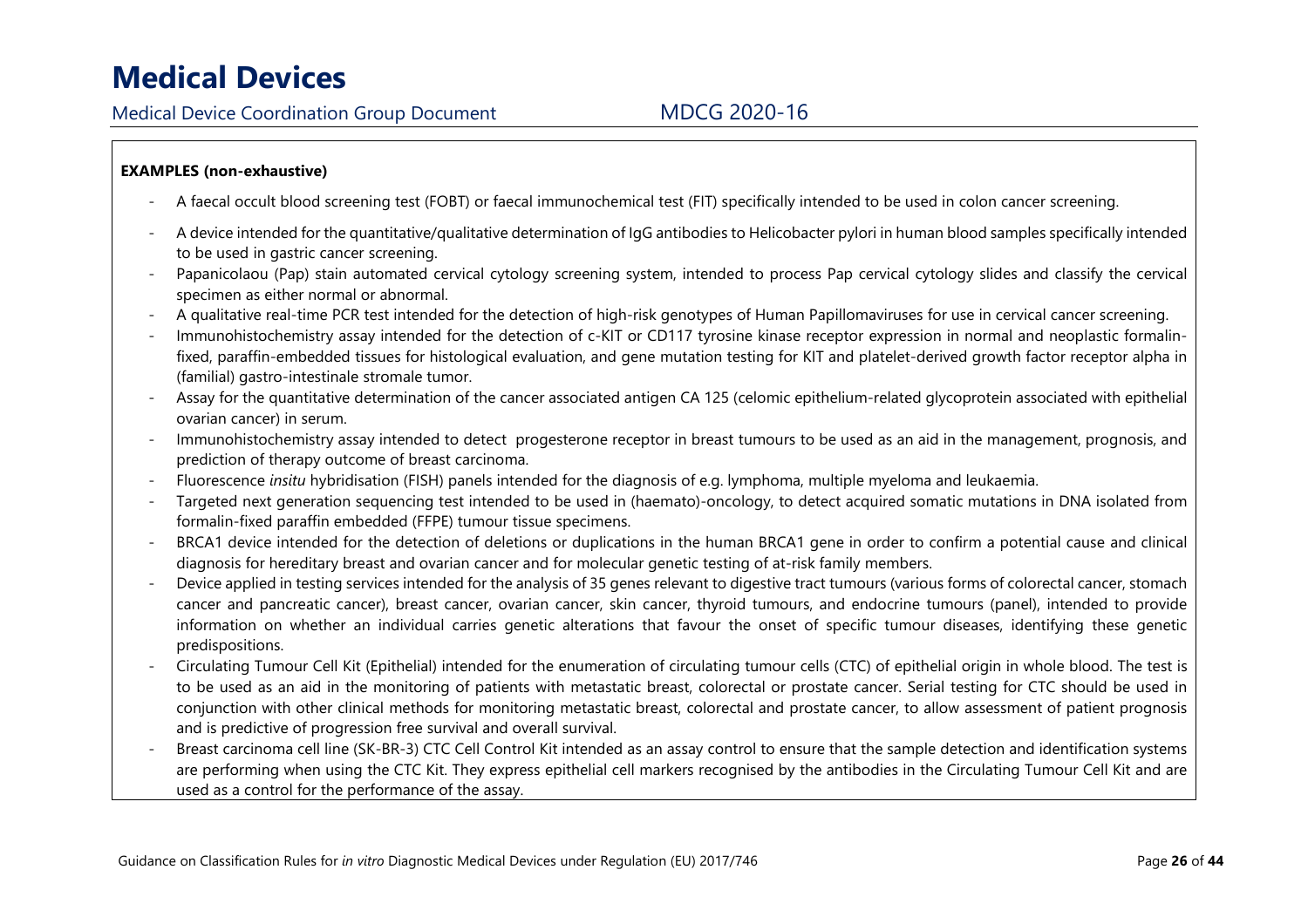**EXAMPLES (non-exhaustive)**

- A faecal occult blood screening test (FOBT) or faecal immunochemical test (FIT) specifically intended to be used in colon cancer screening.
- A device intended for the quantitative/qualitative determination of IgG antibodies to Helicobacter pylori in human blood samples specifically intended to be used in gastric cancer screening.
- Papanicolaou (Pap) stain automated cervical cytology screening system, intended to process Pap cervical cytology slides and classify the cervical specimen as either normal or abnormal.
- A qualitative real-time PCR test intended for the detection of high-risk genotypes of Human Papillomaviruses for use in cervical cancer screening.
- Immunohistochemistry assay intended for the detection of c-KIT or CD117 tyrosine kinase receptor expression in normal and neoplastic formalin-fixed, paraffin-embedded tissues for histological evaluation, and gene mutation testing for KIT and platelet-derived growth factor receptor alpha in (familial) gastro-intestinale stromale tumor.
- Assay for the quantitative determination of the cancer associated antigen CA 125 (celomic epithelium-related glycoprotein associated with epithelial ovarian cancer) in serum.
- Immunohistochemistry assay intended to detect progesterone receptor in breast tumours to be used as an aid in the management, prognosis, and prediction of therapy outcome of breast carcinoma.
- Fluorescence *insitu* hybridisation (FISH) panels intended for the diagnosis of e.g. lymphoma, multiple myeloma and leukaemia.
- Targeted next generation sequencing test intended to be used in (haemato)-oncology, to detect acquired somatic mutations in DNA isolated from formalin-fixed paraffin embedded (FFPE) tumour tissue specimens.
- BRCA1 device intended for the detection of deletions or duplications in the human BRCA1 gene in order to confirm a potential cause and clinical diagnosis for hereditary breast and ovarian cancer and for molecular genetic testing of at-risk family members.
- Device applied in testing services intended for the analysis of 35 genes relevant to digestive tract tumours (various forms of colorectal cancer, stomach cancer and pancreatic cancer), breast cancer, ovarian cancer, skin cancer, thyroid tumours, and endocrine tumours (panel), intended to provide information on whether an individual carries genetic alterations that favour the onset of specific tumour diseases, identifying these genetic predispositions.
- Circulating Tumour Cell Kit (Epithelial) intended for the enumeration of circulating tumour cells (CTC) of epithelial origin in whole blood. The test is to be used as an aid in the monitoring of patients with metastatic breast, colorectal or prostate cancer. Serial testing for CTC should be used in conjunction with other clinical methods for monitoring metastatic breast, colorectal and prostate cancer, to allow assessment of patient prognosis and is predictive of progression free survival and overall survival.
- Breast carcinoma cell line (SK-BR-3) CTC Cell Control Kit intended as an assay control to ensure that the sample detection and identification systems are performing when using the CTC Kit. They express epithelial cell markers recognised by the antibodies in the Circulating Tumour Cell Kit and are used as a control for the performance of the assay.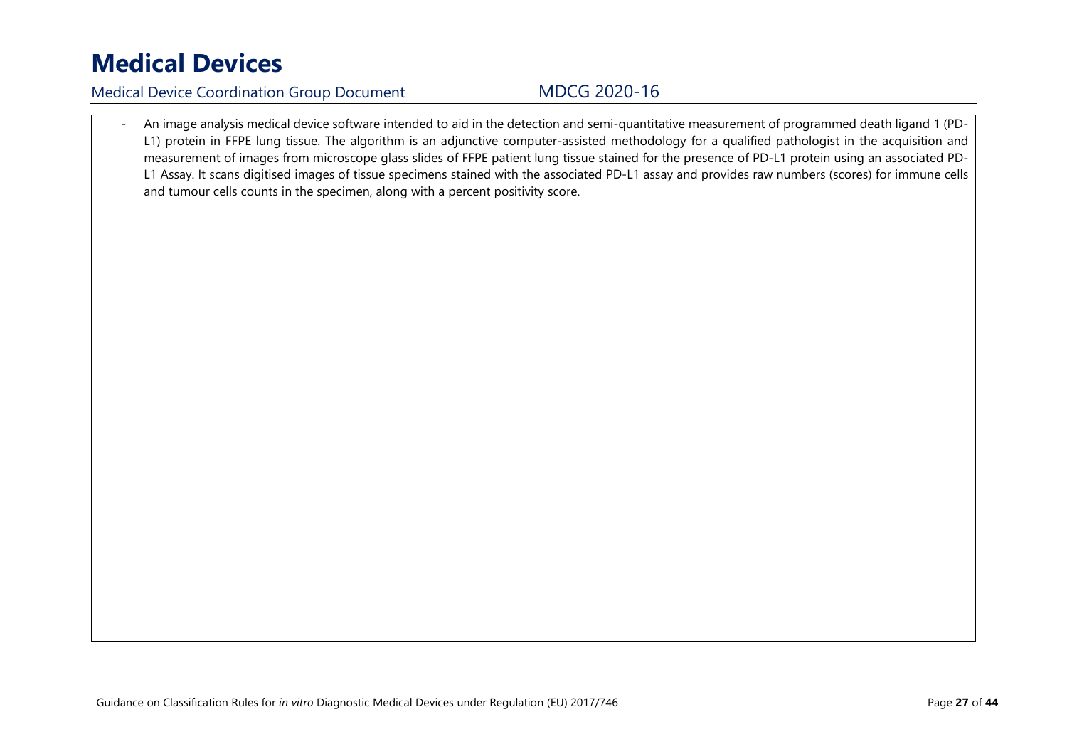- An image analysis medical device software intended to aid in the detection and semi-quantitative measurement of programmed death ligand 1 (PD-L1) protein in FFPE lung tissue. The algorithm is an adjunctive computer-assisted methodology for a qualified pathologist in the acquisition and measurement of images from microscope glass slides of FFPE patient lung tissue stained for the presence of PD-L1 protein using an associated PD-L1 Assay. It scans digitised images of tissue specimens stained with the associated PD-L1 assay and provides raw numbers (scores) for immune cells and tumour cells counts in the specimen, along with a percent positivity score.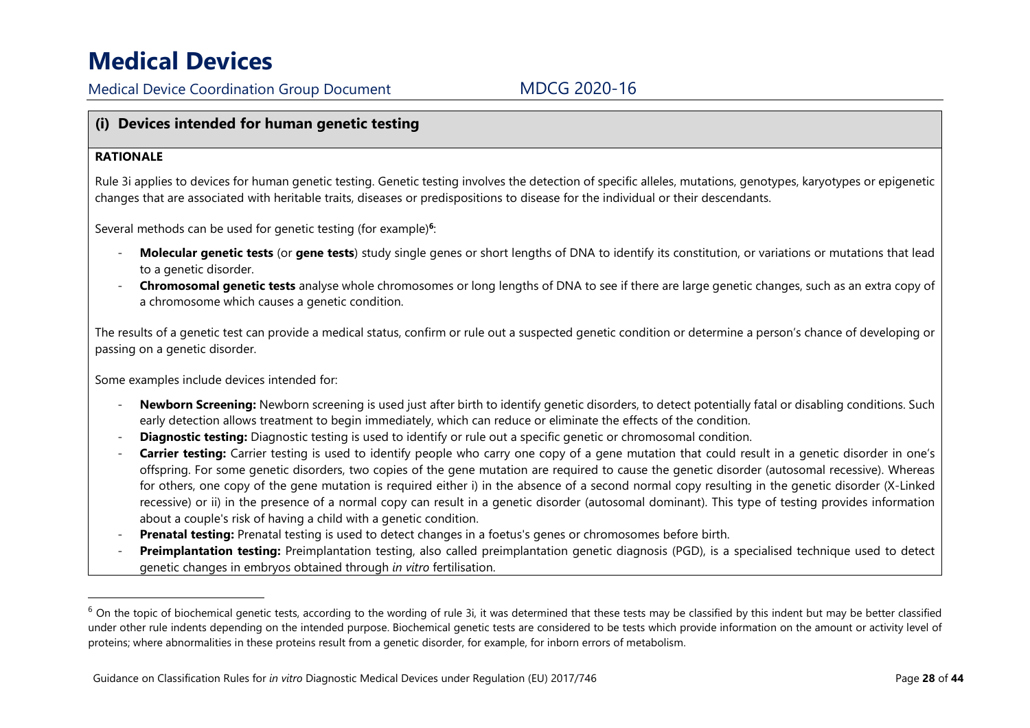## (i) Devices intended for human genetic testing

**RATIONALE**

Rule 3i applies to devices for human genetic testing. Genetic testing involves the detection of specific alleles, mutations, genotypes, karyotypes or epigenetic changes that are associated with heritable traits, diseases or predispositions to disease for the individual or their descendants.

Several methods can be used for genetic testing (for example)[6]:

- **Molecular genetic tests** (or **gene tests**) study single genes or short lengths of DNA to identify its constitution, or variations or mutations that lead to a genetic disorder.
- **Chromosomal genetic tests** analyse whole chromosomes or long lengths of DNA to see if there are large genetic changes, such as an extra copy of a chromosome which causes a genetic condition.

The results of a genetic test can provide a medical status, confirm or rule out a suspected genetic condition or determine a person's chance of developing or passing on a genetic disorder.

Some examples include devices intended for:

- **Newborn Screening:** Newborn screening is used just after birth to identify genetic disorders, to detect potentially fatal or disabling conditions. Such early detection allows treatment to begin immediately, which can reduce or eliminate the effects of the condition.
- **Diagnostic testing:** Diagnostic testing is used to identify or rule out a specific genetic or chromosomal condition.
- **Carrier testing:** Carrier testing is used to identify people who carry one copy of a gene mutation that could result in a genetic disorder in one's offspring. For some genetic disorders, two copies of the gene mutation are required to cause the genetic disorder (autosomal recessive). Whereas for others, one copy of the gene mutation is required either i) in the absence of a second normal copy resulting in the genetic disorder (X-Linked recessive) or ii) in the presence of a normal copy can result in a genetic disorder (autosomal dominant). This type of testing provides information about a couple's risk of having a child with a genetic condition.
- **Prenatal testing:** Prenatal testing is used to detect changes in a foetus's genes or chromosomes before birth.
- **Preimplantation testing:** Preimplantation testing, also called preimplantation genetic diagnosis (PGD), is a specialised technique used to detect genetic changes in embryos obtained through *in vitro* fertilisation.

---

[6] On the topic of biochemical genetic tests, according to the wording of rule 3i, it was determined that these tests may be classified by this indent but may be better classified under other rule indents depending on the intended purpose. Biochemical genetic tests are considered to be tests which provide information on the amount or activity level of proteins; where abnormalities in these proteins result from a genetic disorder, for example, for inborn errors of metabolism.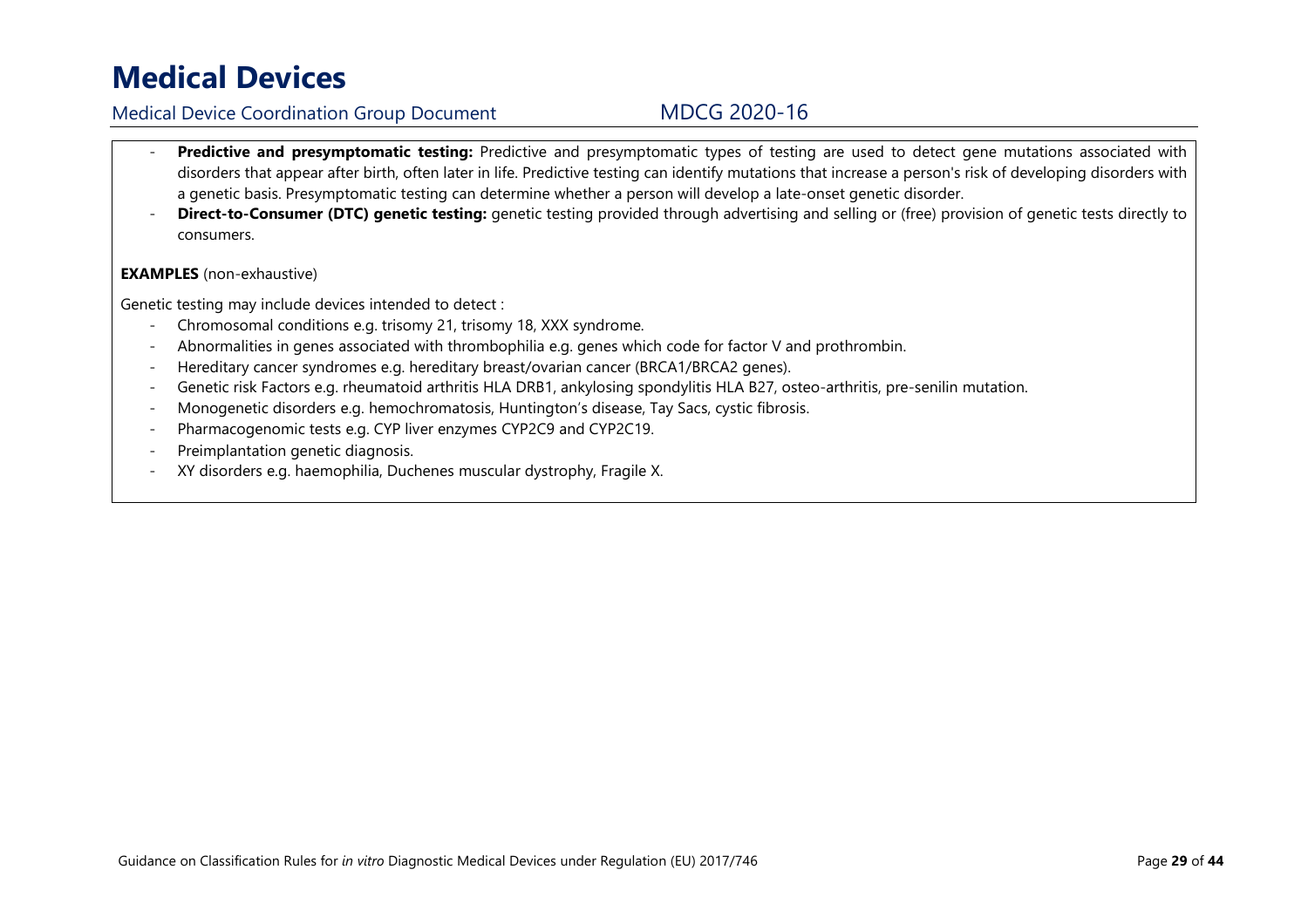- **Predictive and presymptomatic testing:** Predictive and presymptomatic types of testing are used to detect gene mutations associated with disorders that appear after birth, often later in life. Predictive testing can identify mutations that increase a person's risk of developing disorders with a genetic basis. Presymptomatic testing can determine whether a person will develop a late-onset genetic disorder.
- **Direct-to-Consumer (DTC) genetic testing:** genetic testing provided through advertising and selling or (free) provision of genetic tests directly to consumers.

**EXAMPLES** (non-exhaustive)

Genetic testing may include devices intended to detect :

- Chromosomal conditions e.g. trisomy 21, trisomy 18, XXX syndrome.
- Abnormalities in genes associated with thrombophilia e.g. genes which code for factor V and prothrombin.
- Hereditary cancer syndromes e.g. hereditary breast/ovarian cancer (BRCA1/BRCA2 genes).
- Genetic risk Factors e.g. rheumatoid arthritis HLA DRB1, ankylosing spondylitis HLA B27, osteo-arthritis, pre-senilin mutation.
- Monogenetic disorders e.g. hemochromatosis, Huntington's disease, Tay Sacs, cystic fibrosis.
- Pharmacogenomic tests e.g. CYP liver enzymes CYP2C9 and CYP2C19.
- Preimplantation genetic diagnosis.
- XY disorders e.g. haemophilia, Duchenes muscular dystrophy, Fragile X.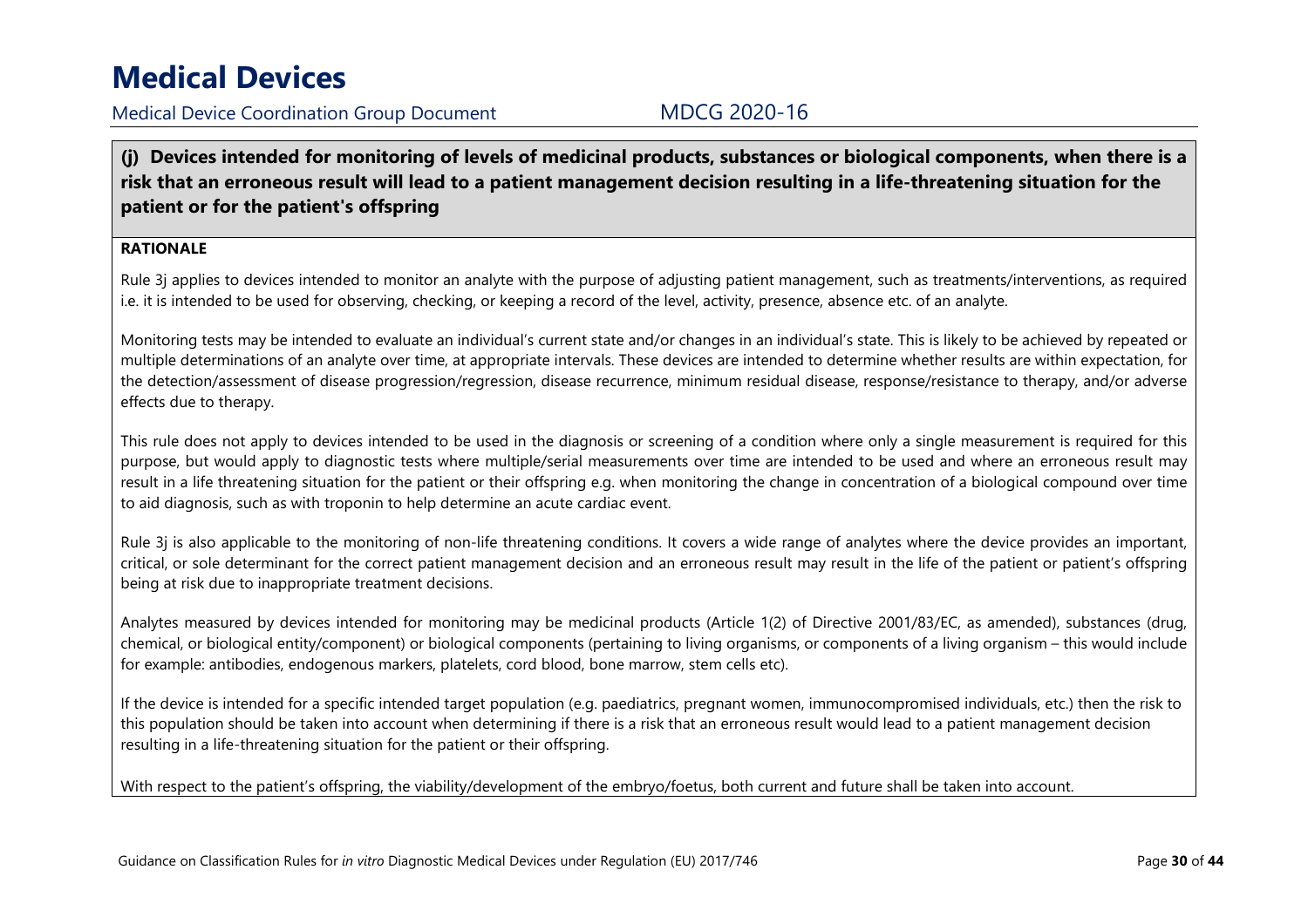**(j) Devices intended for monitoring of levels of medicinal products, substances or biological components, when there is a risk that an erroneous result will lead to a patient management decision resulting in a life-threatening situation for the patient or for the patient's offspring**

**RATIONALE**

Rule 3j applies to devices intended to monitor an analyte with the purpose of adjusting patient management, such as treatments/interventions, as required i.e. it is intended to be used for observing, checking, or keeping a record of the level, activity, presence, absence etc. of an analyte.

Monitoring tests may be intended to evaluate an individual's current state and/or changes in an individual's state. This is likely to be achieved by repeated or multiple determinations of an analyte over time, at appropriate intervals. These devices are intended to determine whether results are within expectation, for the detection/assessment of disease progression/regression, disease recurrence, minimum residual disease, response/resistance to therapy, and/or adverse effects due to therapy.

This rule does not apply to devices intended to be used in the diagnosis or screening of a condition where only a single measurement is required for this purpose, but would apply to diagnostic tests where multiple/serial measurements over time are intended to be used and where an erroneous result may result in a life threatening situation for the patient or their offspring e.g. when monitoring the change in concentration of a biological compound over time to aid diagnosis, such as with troponin to help determine an acute cardiac event.

Rule 3j is also applicable to the monitoring of non-life threatening conditions. It covers a wide range of analytes where the device provides an important, critical, or sole determinant for the correct patient management decision and an erroneous result may result in the life of the patient or patient's offspring being at risk due to inappropriate treatment decisions.

Analytes measured by devices intended for monitoring may be medicinal products (Article 1(2) of Directive 2001/83/EC, as amended), substances (drug, chemical, or biological entity/component) or biological components (pertaining to living organisms, or components of a living organism – this would include for example: antibodies, endogenous markers, platelets, cord blood, bone marrow, stem cells etc).

If the device is intended for a specific intended target population (e.g. paediatrics, pregnant women, immunocompromised individuals, etc.) then the risk to this population should be taken into account when determining if there is a risk that an erroneous result would lead to a patient management decision resulting in a life-threatening situation for the patient or their offspring.

With respect to the patient's offspring, the viability/development of the embryo/foetus, both current and future shall be taken into account.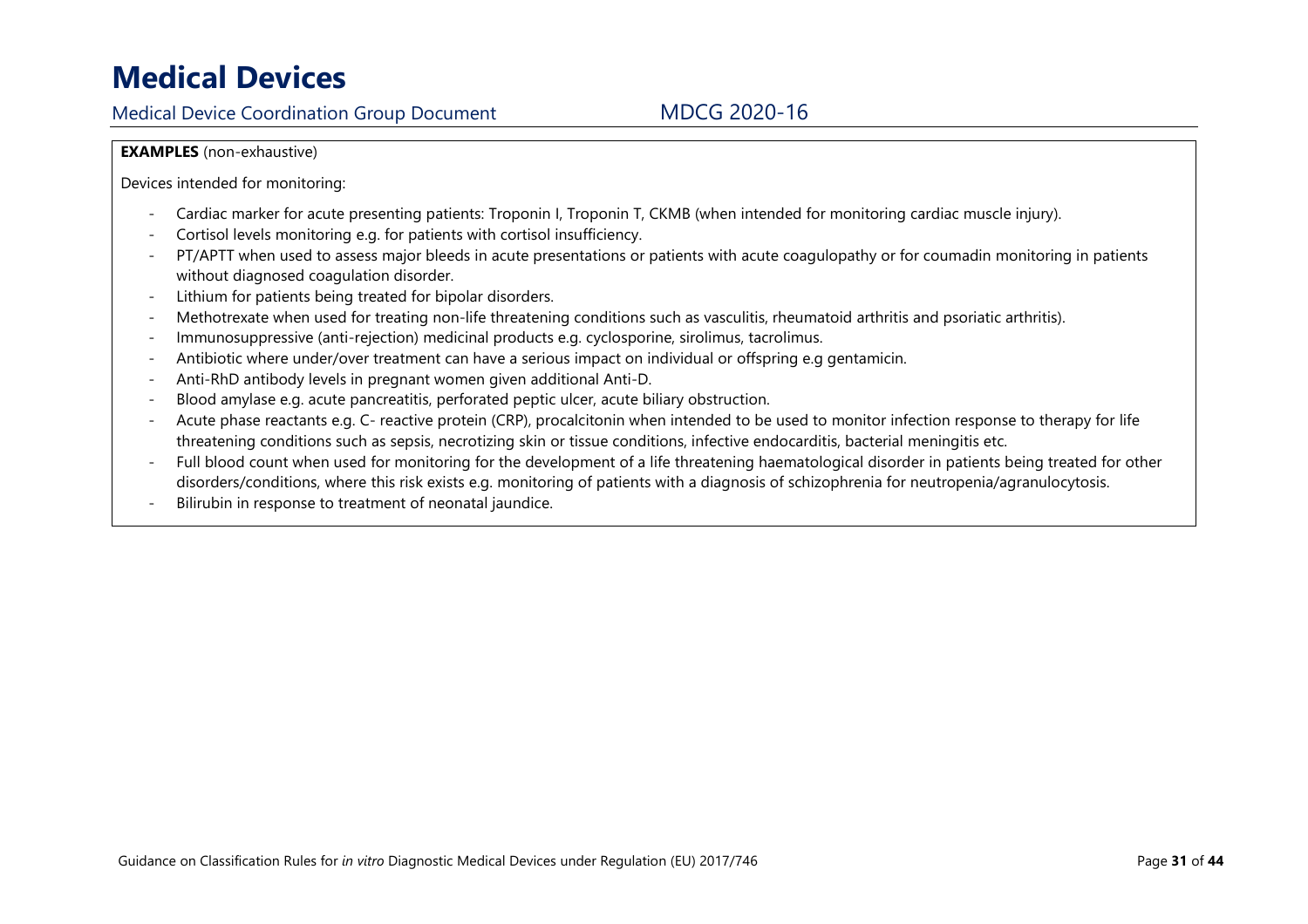**EXAMPLES** (non-exhaustive)

Devices intended for monitoring:

- Cardiac marker for acute presenting patients: Troponin I, Troponin T, CKMB (when intended for monitoring cardiac muscle injury).
- Cortisol levels monitoring e.g. for patients with cortisol insufficiency.
- PT/APTT when used to assess major bleeds in acute presentations or patients with acute coagulopathy or for coumadin monitoring in patients without diagnosed coagulation disorder.
- Lithium for patients being treated for bipolar disorders.
- Methotrexate when used for treating non-life threatening conditions such as vasculitis, rheumatoid arthritis and psoriatic arthritis).
- Immunosuppressive (anti-rejection) medicinal products e.g. cyclosporine, sirolimus, tacrolimus.
- Antibiotic where under/over treatment can have a serious impact on individual or offspring e.g gentamicin.
- Anti-RhD antibody levels in pregnant women given additional Anti-D.
- Blood amylase e.g. acute pancreatitis, perforated peptic ulcer, acute biliary obstruction.
- Acute phase reactants e.g. C- reactive protein (CRP), procalcitonin when intended to be used to monitor infection response to therapy for life threatening conditions such as sepsis, necrotizing skin or tissue conditions, infective endocarditis, bacterial meningitis etc.
- Full blood count when used for monitoring for the development of a life threatening haematological disorder in patients being treated for other disorders/conditions, where this risk exists e.g. monitoring of patients with a diagnosis of schizophrenia for neutropenia/agranulocytosis.
- Bilirubin in response to treatment of neonatal jaundice.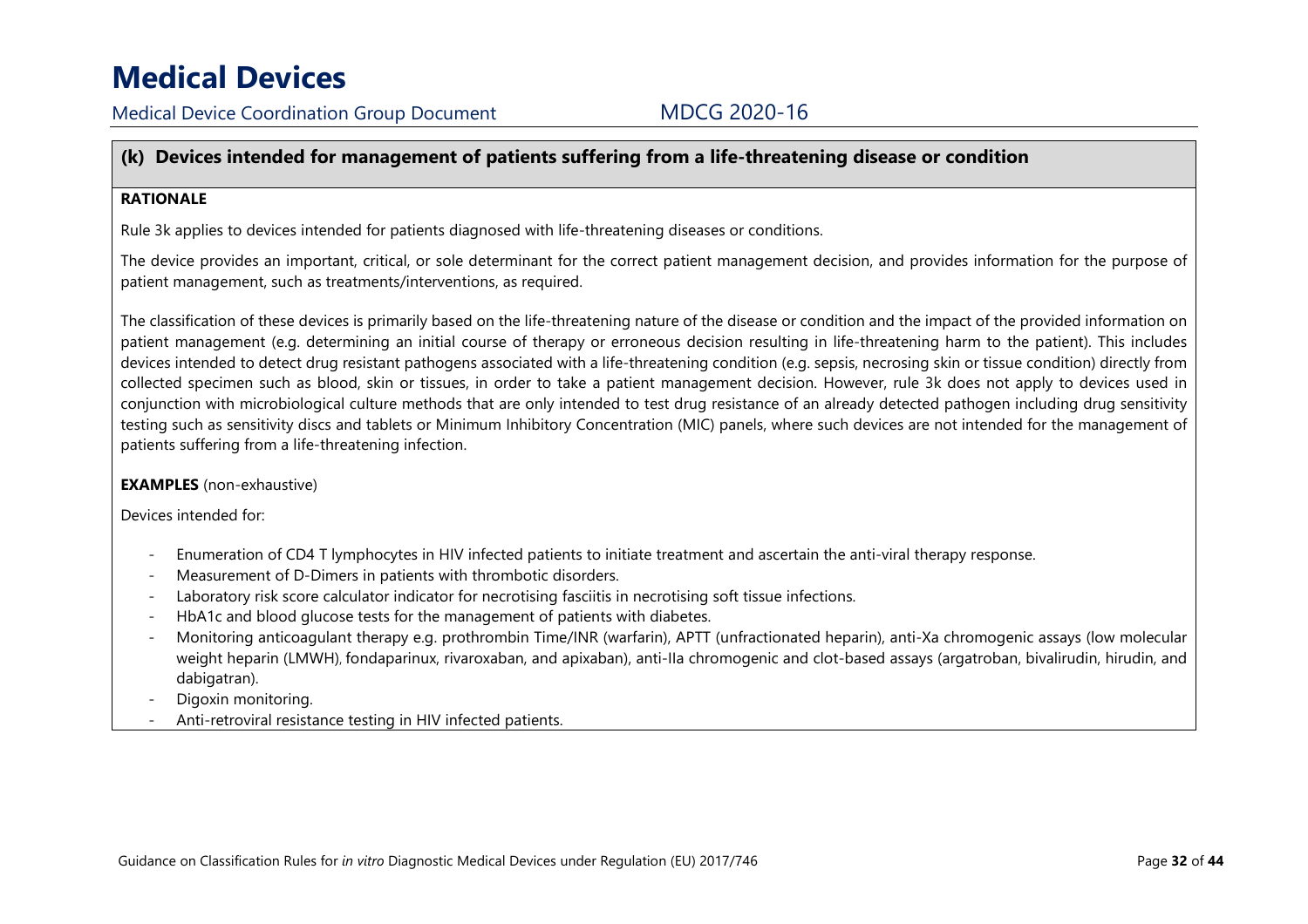### (k) Devices intended for management of patients suffering from a life-threatening disease or condition

**RATIONALE**

Rule 3k applies to devices intended for patients diagnosed with life-threatening diseases or conditions.

The device provides an important, critical, or sole determinant for the correct patient management decision, and provides information for the purpose of patient management, such as treatments/interventions, as required.

The classification of these devices is primarily based on the life-threatening nature of the disease or condition and the impact of the provided information on patient management (e.g. determining an initial course of therapy or erroneous decision resulting in life-threatening harm to the patient). This includes devices intended to detect drug resistant pathogens associated with a life-threatening condition (e.g. sepsis, necrosing skin or tissue condition) directly from collected specimen such as blood, skin or tissues, in order to take a patient management decision. However, rule 3k does not apply to devices used in conjunction with microbiological culture methods that are only intended to test drug resistance of an already detected pathogen including drug sensitivity testing such as sensitivity discs and tablets or Minimum Inhibitory Concentration (MIC) panels, where such devices are not intended for the management of patients suffering from a life-threatening infection.

**EXAMPLES** (non-exhaustive)

Devices intended for:

- Enumeration of CD4 T lymphocytes in HIV infected patients to initiate treatment and ascertain the anti-viral therapy response.
- Measurement of D-Dimers in patients with thrombotic disorders.
- Laboratory risk score calculator indicator for necrotising fasciitis in necrotising soft tissue infections.
- HbA1c and blood glucose tests for the management of patients with diabetes.
- Monitoring anticoagulant therapy e.g. prothrombin Time/INR (warfarin), APTT (unfractionated heparin), anti-Xa chromogenic assays (low molecular weight heparin (LMWH), fondaparinux, rivaroxaban, and apixaban), anti-IIa chromogenic and clot-based assays (argatroban, bivalirudin, hirudin, and dabigatran).
- Digoxin monitoring.
- Anti-retroviral resistance testing in HIV infected patients.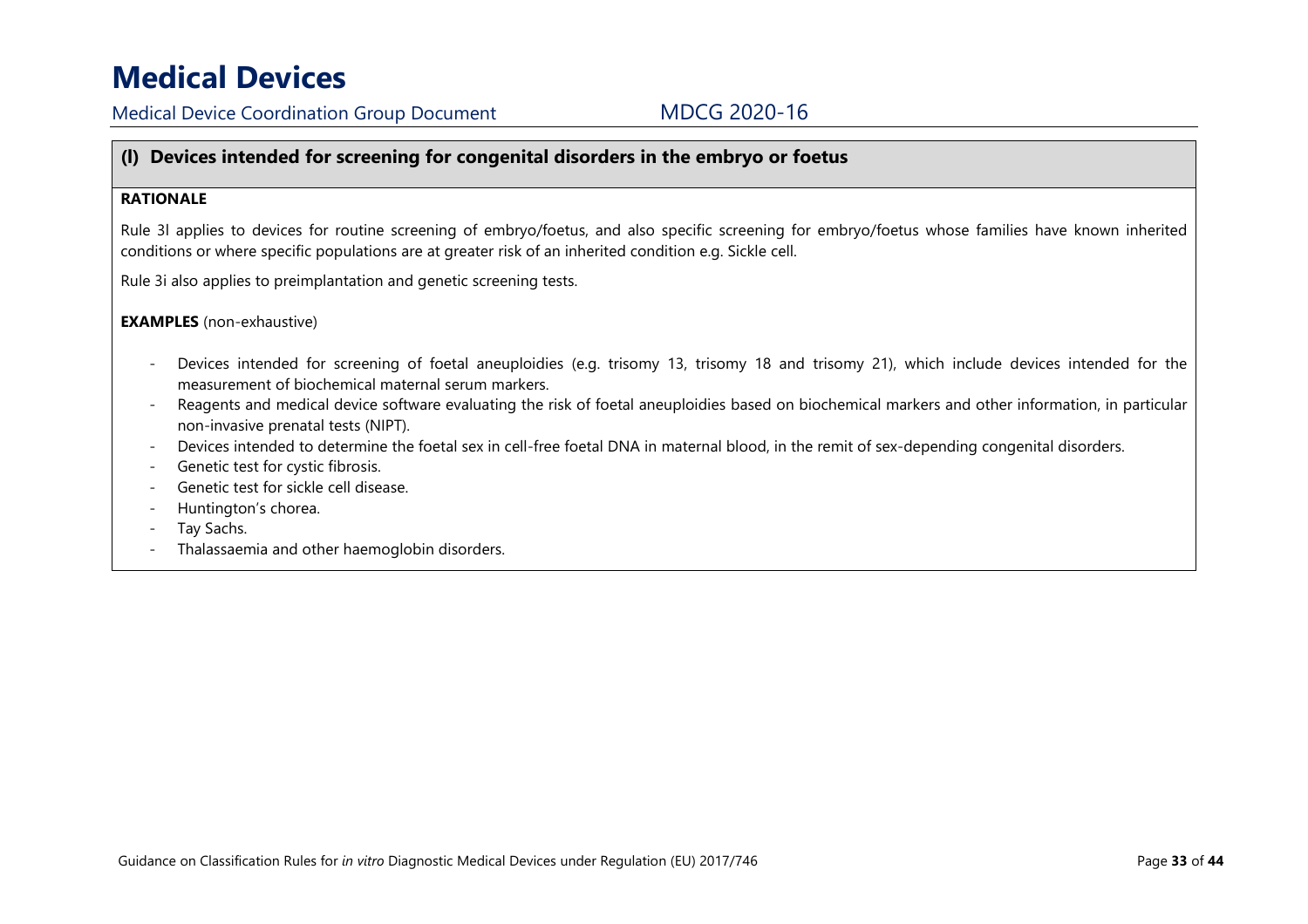## (l) Devices intended for screening for congenital disorders in the embryo or foetus

**RATIONALE**

Rule 3l applies to devices for routine screening of embryo/foetus, and also specific screening for embryo/foetus whose families have known inherited conditions or where specific populations are at greater risk of an inherited condition e.g. Sickle cell.

Rule 3i also applies to preimplantation and genetic screening tests.

**EXAMPLES** (non-exhaustive)

- Devices intended for screening of foetal aneuploidies (e.g. trisomy 13, trisomy 18 and trisomy 21), which include devices intended for the measurement of biochemical maternal serum markers.
- Reagents and medical device software evaluating the risk of foetal aneuploidies based on biochemical markers and other information, in particular non-invasive prenatal tests (NIPT).
- Devices intended to determine the foetal sex in cell-free foetal DNA in maternal blood, in the remit of sex-depending congenital disorders.
- Genetic test for cystic fibrosis.
- Genetic test for sickle cell disease.
- Huntington's chorea.
- Tay Sachs.
- Thalassaemia and other haemoglobin disorders.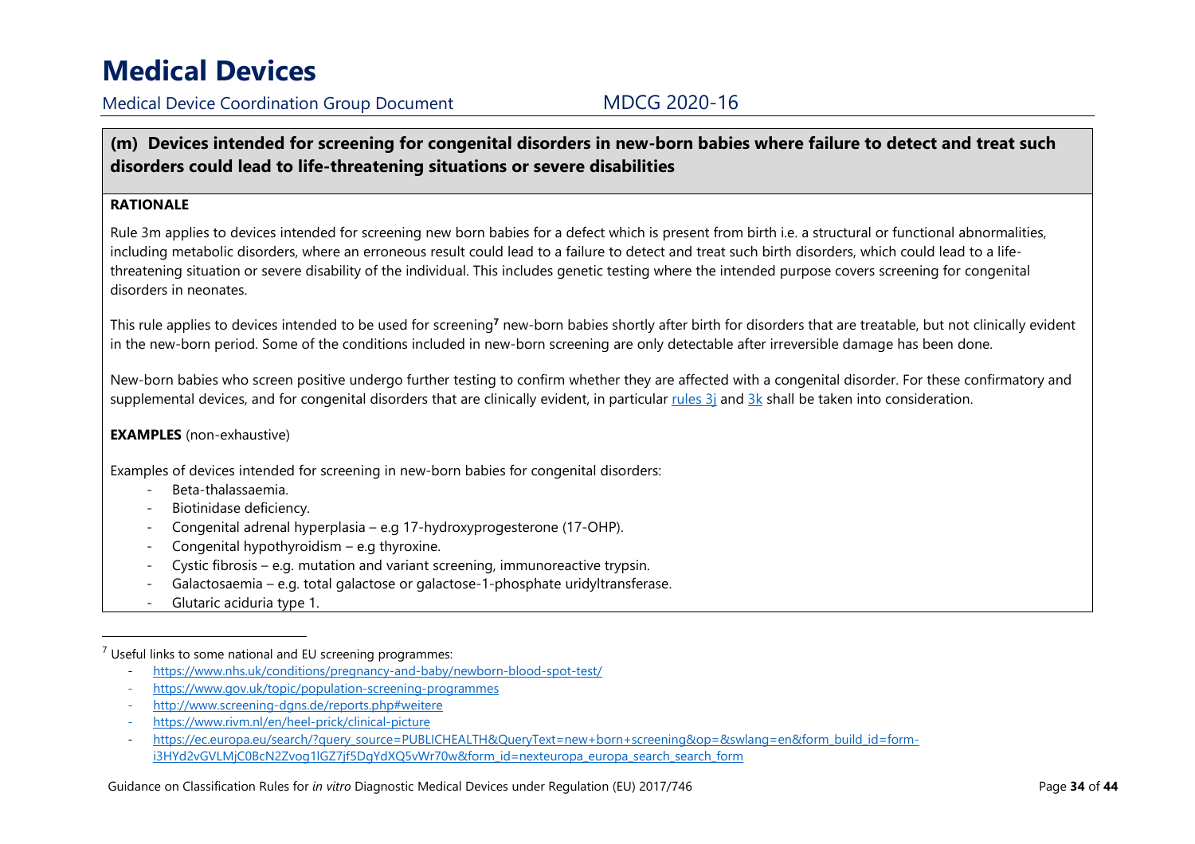**(m) Devices intended for screening for congenital disorders in new-born babies where failure to detect and treat such disorders could lead to life-threatening situations or severe disabilities**

**RATIONALE**

Rule 3m applies to devices intended for screening new born babies for a defect which is present from birth i.e. a structural or functional abnormalities, including metabolic disorders, where an erroneous result could lead to a failure to detect and treat such birth disorders, which could lead to a life-threatening situation or severe disability of the individual. This includes genetic testing where the intended purpose covers screening for congenital disorders in neonates.

This rule applies to devices intended to be used for screening[7] new-born babies shortly after birth for disorders that are treatable, but not clinically evident in the new-born period. Some of the conditions included in new-born screening are only detectable after irreversible damage has been done.

New-born babies who screen positive undergo further testing to confirm whether they are affected with a congenital disorder. For these confirmatory and supplemental devices, and for congenital disorders that are clinically evident, in particular [rules 3j](#) and [3k](#) shall be taken into consideration.

**EXAMPLES** (non-exhaustive)

Examples of devices intended for screening in new-born babies for congenital disorders:

- Beta-thalassaemia.
- Biotinidase deficiency.
- Congenital adrenal hyperplasia – e.g 17-hydroxyprogesterone (17-OHP).
- Congenital hypothyroidism – e.g thyroxine.
- Cystic fibrosis – e.g. mutation and variant screening, immunoreactive trypsin.
- Galactosaemia – e.g. total galactose or galactose-1-phosphate uridyltransferase.
- Glutaric aciduria type 1.

---

[7] Useful links to some national and EU screening programmes:

- https://www.nhs.uk/conditions/pregnancy-and-baby/newborn-blood-spot-test/
- https://www.gov.uk/topic/population-screening-programmes
- http://www.screening-dgns.de/reports.php#weitere
- https://www.rivm.nl/en/heel-prick/clinical-picture
- https://ec.europa.eu/search/?query_source=PUBLICHEALTH&QueryText=new+born+screening&op=&swlang=en&form_build_id=form-i3HYd2vGVLMjC0BcN2Zvog1lGZ7jf5DgYdXQ5vWr70w&form_id=nexteuropa_europa_search_search_form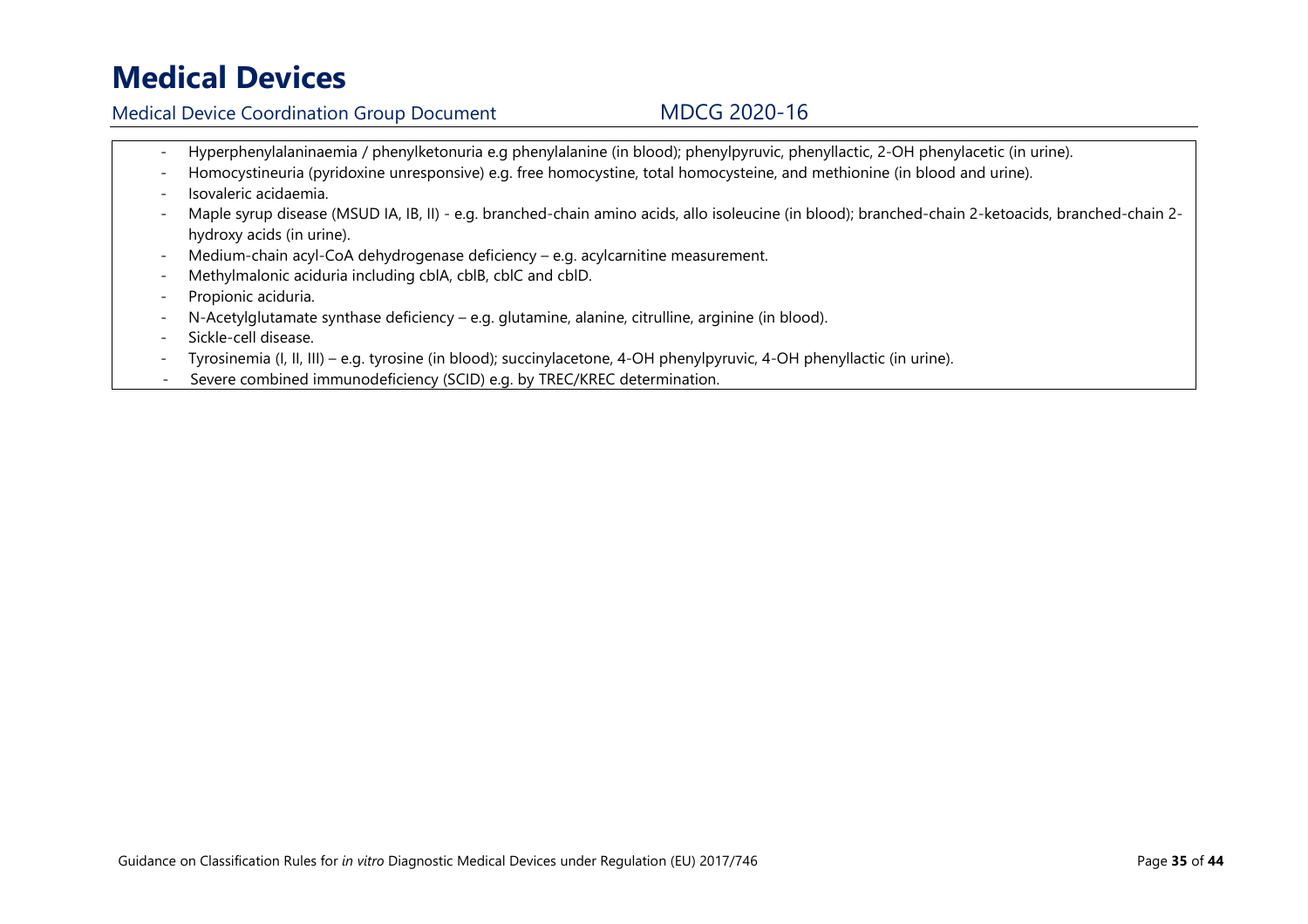- Hyperphenylalaninaemia / phenylketonuria e.g phenylalanine (in blood); phenylpyruvic, phenyllactic, 2-OH phenylacetic (in urine).
- Homocystineuria (pyridoxine unresponsive) e.g. free homocystine, total homocysteine, and methionine (in blood and urine).
- Isovaleric acidaemia.
- Maple syrup disease (MSUD IA, IB, II) - e.g. branched-chain amino acids, allo isoleucine (in blood); branched-chain 2-ketoacids, branched-chain 2-hydroxy acids (in urine).
- Medium-chain acyl-CoA dehydrogenase deficiency – e.g. acylcarnitine measurement.
- Methylmalonic aciduria including cblA, cblB, cblC and cblD.
- Propionic aciduria.
- N-Acetylglutamate synthase deficiency – e.g. glutamine, alanine, citrulline, arginine (in blood).
- Sickle-cell disease.
- Tyrosinemia (I, II, III) – e.g. tyrosine (in blood); succinylacetone, 4-OH phenylpyruvic, 4-OH phenyllactic (in urine).
- Severe combined immunodeficiency (SCID) e.g. by TREC/KREC determination.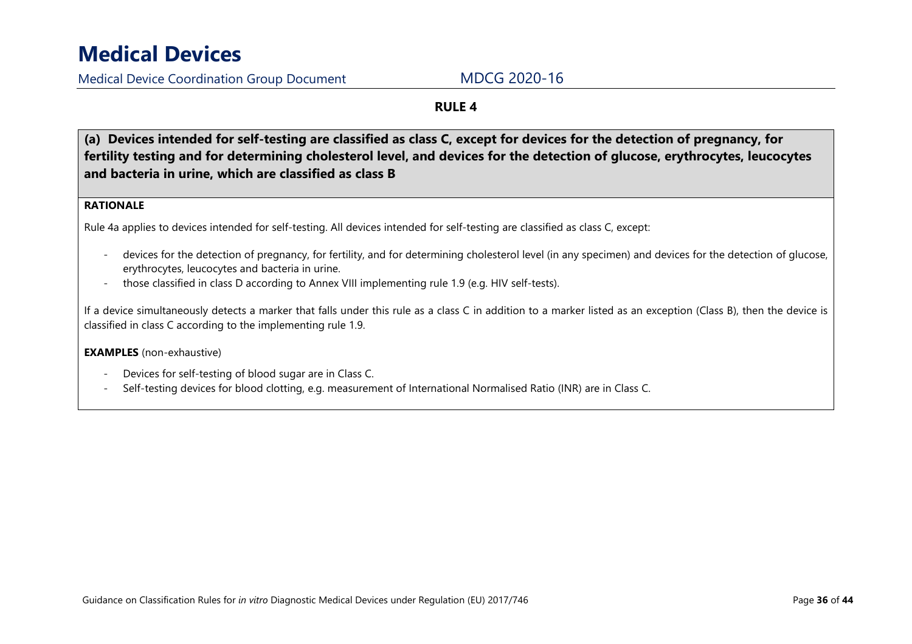## RULE 4

**(a) Devices intended for self-testing are classified as class C, except for devices for the detection of pregnancy, for fertility testing and for determining cholesterol level, and devices for the detection of glucose, erythrocytes, leucocytes and bacteria in urine, which are classified as class B**

**RATIONALE**

Rule 4a applies to devices intended for self-testing. All devices intended for self-testing are classified as class C, except:

- devices for the detection of pregnancy, for fertility, and for determining cholesterol level (in any specimen) and devices for the detection of glucose, erythrocytes, leucocytes and bacteria in urine.
- those classified in class D according to Annex VIII implementing rule 1.9 (e.g. HIV self-tests).

If a device simultaneously detects a marker that falls under this rule as a class C in addition to a marker listed as an exception (Class B), then the device is classified in class C according to the implementing rule 1.9.

**EXAMPLES** (non-exhaustive)

- Devices for self-testing of blood sugar are in Class C.
- Self-testing devices for blood clotting, e.g. measurement of International Normalised Ratio (INR) are in Class C.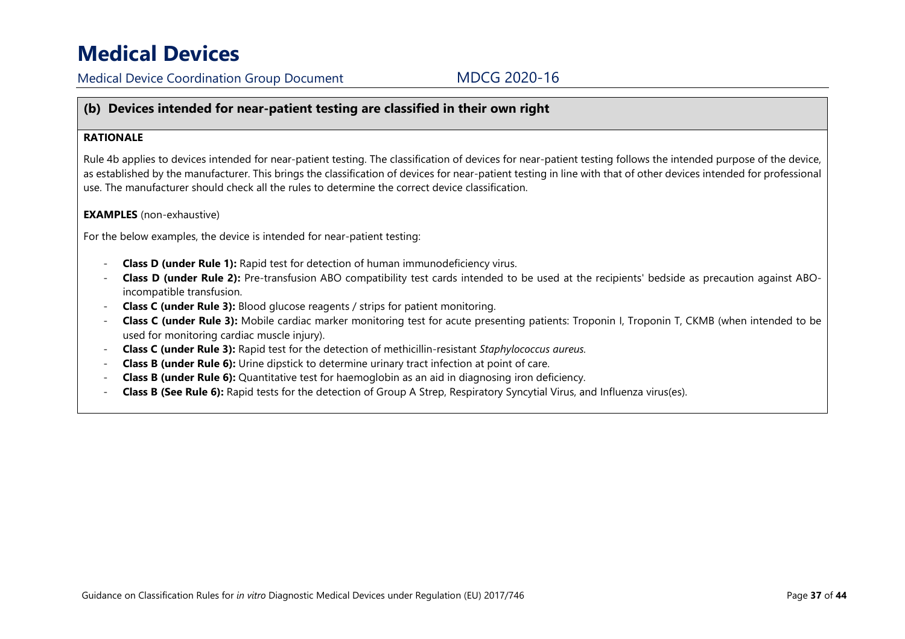### (b) Devices intended for near-patient testing are classified in their own right

**RATIONALE**

Rule 4b applies to devices intended for near-patient testing. The classification of devices for near-patient testing follows the intended purpose of the device, as established by the manufacturer. This brings the classification of devices for near-patient testing in line with that of other devices intended for professional use. The manufacturer should check all the rules to determine the correct device classification.

**EXAMPLES** (non-exhaustive)

For the below examples, the device is intended for near-patient testing:

- **Class D (under Rule 1):** Rapid test for detection of human immunodeficiency virus.
- **Class D (under Rule 2):** Pre-transfusion ABO compatibility test cards intended to be used at the recipients' bedside as precaution against ABO-incompatible transfusion.
- **Class C (under Rule 3):** Blood glucose reagents / strips for patient monitoring.
- **Class C (under Rule 3):** Mobile cardiac marker monitoring test for acute presenting patients: Troponin I, Troponin T, CKMB (when intended to be used for monitoring cardiac muscle injury).
- **Class C (under Rule 3):** Rapid test for the detection of methicillin-resistant *Staphylococcus aureus.*
- **Class B (under Rule 6):** Urine dipstick to determine urinary tract infection at point of care.
- **Class B (under Rule 6):** Quantitative test for haemoglobin as an aid in diagnosing iron deficiency.
- **Class B (See Rule 6):** Rapid tests for the detection of Group A Strep, Respiratory Syncytial Virus, and Influenza virus(es).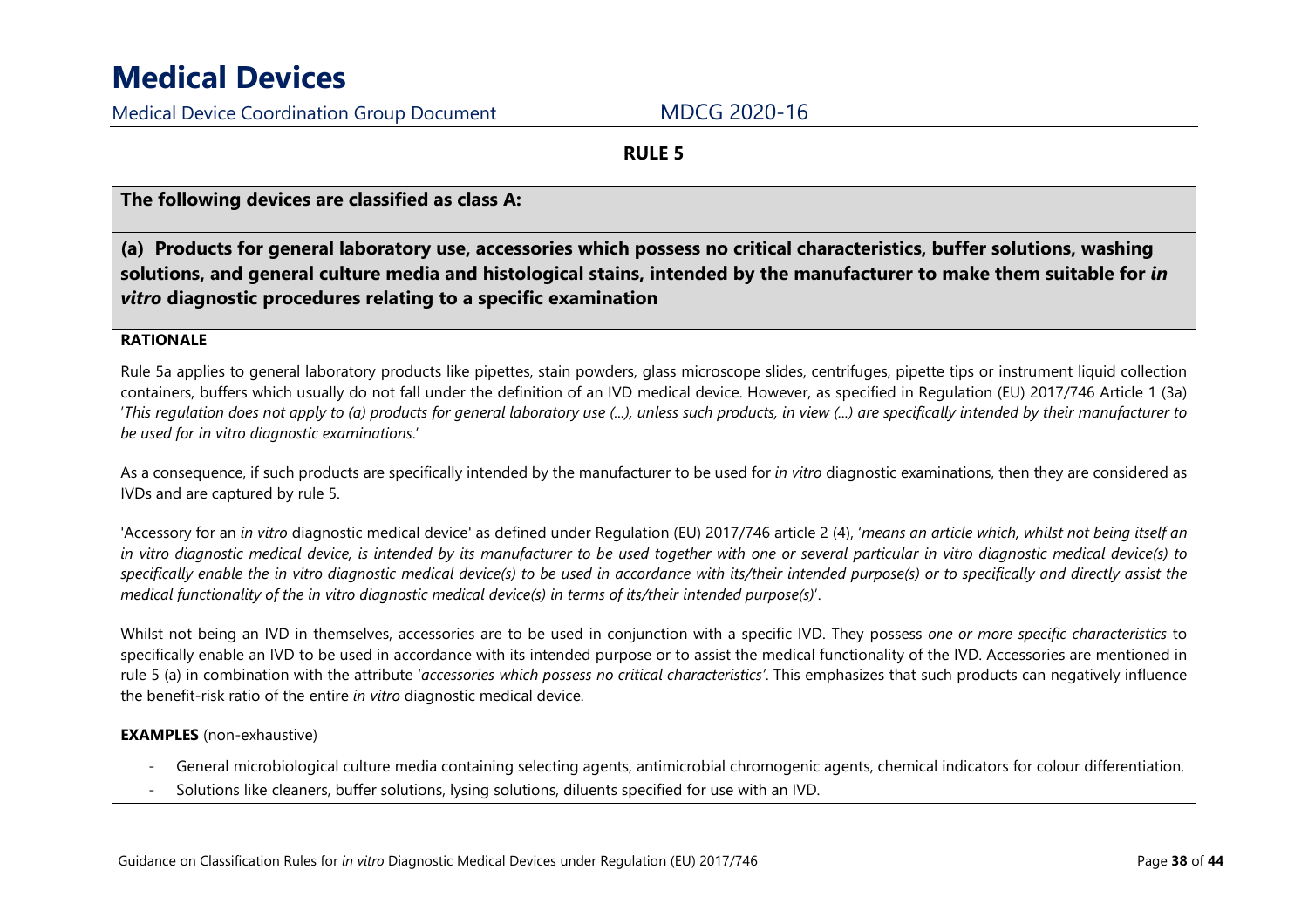## RULE 5

**The following devices are classified as class A:**

**(a) Products for general laboratory use, accessories which possess no critical characteristics, buffer solutions, washing solutions, and general culture media and histological stains, intended by the manufacturer to make them suitable for *in vitro* diagnostic procedures relating to a specific examination**

**RATIONALE**

Rule 5a applies to general laboratory products like pipettes, stain powders, glass microscope slides, centrifuges, pipette tips or instrument liquid collection containers, buffers which usually do not fall under the definition of an IVD medical device. However, as specified in Regulation (EU) 2017/746 Article 1 (3a) '*This regulation does not apply to (a) products for general laboratory use (...), unless such products, in view (...) are specifically intended by their manufacturer to be used for in vitro diagnostic examinations.*'

As a consequence, if such products are specifically intended by the manufacturer to be used for *in vitro* diagnostic examinations, then they are considered as IVDs and are captured by rule 5.

'Accessory for an *in vitro* diagnostic medical device' as defined under Regulation (EU) 2017/746 article 2 (4), '*means an article which, whilst not being itself an in vitro diagnostic medical device, is intended by its manufacturer to be used together with one or several particular in vitro diagnostic medical device(s) to specifically enable the in vitro diagnostic medical device(s) to be used in accordance with its/their intended purpose(s) or to specifically and directly assist the medical functionality of the in vitro diagnostic medical device(s) in terms of its/their intended purpose(s)*'.

Whilst not being an IVD in themselves, accessories are to be used in conjunction with a specific IVD. They possess *one or more specific characteristics* to specifically enable an IVD to be used in accordance with its intended purpose or to assist the medical functionality of the IVD. Accessories are mentioned in rule 5 (a) in combination with the attribute '*accessories which possess no critical characteristics'*. This emphasizes that such products can negatively influence the benefit-risk ratio of the entire *in vitro* diagnostic medical device.

**EXAMPLES** (non-exhaustive)

- General microbiological culture media containing selecting agents, antimicrobial chromogenic agents, chemical indicators for colour differentiation.
- Solutions like cleaners, buffer solutions, lysing solutions, diluents specified for use with an IVD.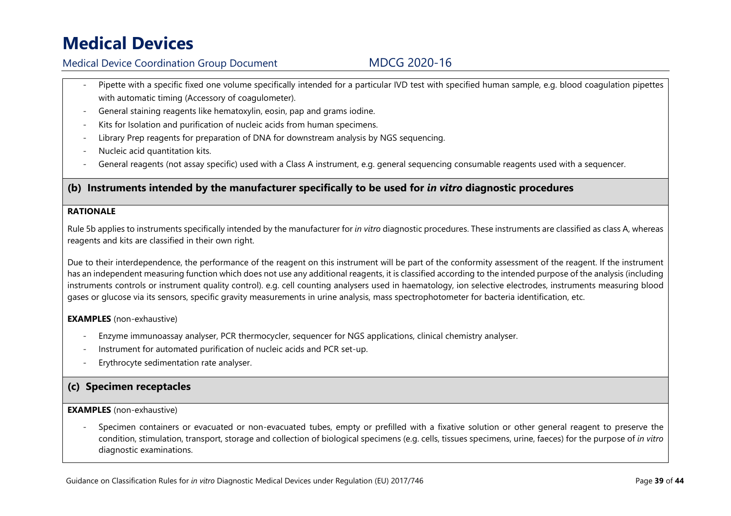- Pipette with a specific fixed one volume specifically intended for a particular IVD test with specified human sample, e.g. blood coagulation pipettes with automatic timing (Accessory of coagulometer).
- General staining reagents like hematoxylin, eosin, pap and grams iodine.
- Kits for Isolation and purification of nucleic acids from human specimens.
- Library Prep reagents for preparation of DNA for downstream analysis by NGS sequencing.
- Nucleic acid quantitation kits.
- General reagents (not assay specific) used with a Class A instrument, e.g. general sequencing consumable reagents used with a sequencer.

## (b) Instruments intended by the manufacturer specifically to be used for *in vitro* diagnostic procedures

**RATIONALE**

Rule 5b applies to instruments specifically intended by the manufacturer for *in vitro* diagnostic procedures. These instruments are classified as class A, whereas reagents and kits are classified in their own right.

Due to their interdependence, the performance of the reagent on this instrument will be part of the conformity assessment of the reagent. If the instrument has an independent measuring function which does not use any additional reagents, it is classified according to the intended purpose of the analysis (including instruments controls or instrument quality control). e.g. cell counting analysers used in haematology, ion selective electrodes, instruments measuring blood gases or glucose via its sensors, specific gravity measurements in urine analysis, mass spectrophotometer for bacteria identification, etc.

**EXAMPLES** (non-exhaustive)

- Enzyme immunoassay analyser, PCR thermocycler, sequencer for NGS applications, clinical chemistry analyser.
- Instrument for automated purification of nucleic acids and PCR set-up.
- Erythrocyte sedimentation rate analyser.

## (c) Specimen receptacles

**EXAMPLES** (non-exhaustive)

- Specimen containers or evacuated or non-evacuated tubes, empty or prefilled with a fixative solution or other general reagent to preserve the condition, stimulation, transport, storage and collection of biological specimens (e.g. cells, tissues specimens, urine, faeces) for the purpose of *in vitro* diagnostic examinations.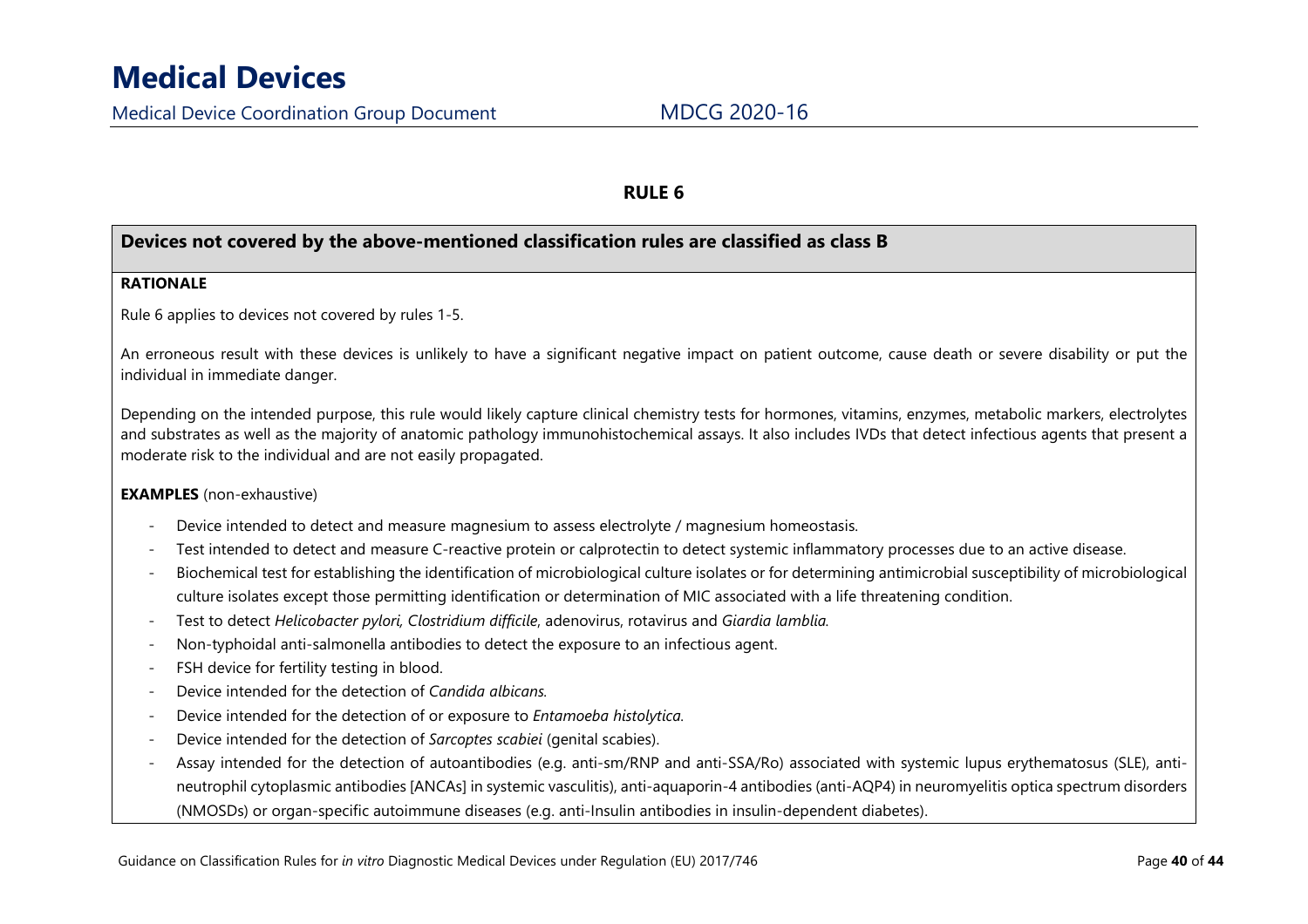## RULE 6

**Devices not covered by the above-mentioned classification rules are classified as class B**

**RATIONALE**

Rule 6 applies to devices not covered by rules 1-5.

An erroneous result with these devices is unlikely to have a significant negative impact on patient outcome, cause death or severe disability or put the individual in immediate danger.

Depending on the intended purpose, this rule would likely capture clinical chemistry tests for hormones, vitamins, enzymes, metabolic markers, electrolytes and substrates as well as the majority of anatomic pathology immunohistochemical assays. It also includes IVDs that detect infectious agents that present a moderate risk to the individual and are not easily propagated.

**EXAMPLES** (non-exhaustive)

- Device intended to detect and measure magnesium to assess electrolyte / magnesium homeostasis.
- Test intended to detect and measure C-reactive protein or calprotectin to detect systemic inflammatory processes due to an active disease.
- Biochemical test for establishing the identification of microbiological culture isolates or for determining antimicrobial susceptibility of microbiological culture isolates except those permitting identification or determination of MIC associated with a life threatening condition.
- Test to detect *Helicobacter pylori, Clostridium difficile*, adenovirus, rotavirus and *Giardia lamblia.*
- Non-typhoidal anti-salmonella antibodies to detect the exposure to an infectious agent.
- FSH device for fertility testing in blood.
- Device intended for the detection of *Candida albicans.*
- Device intended for the detection of or exposure to *Entamoeba histolytica.*
- Device intended for the detection of *Sarcoptes scabiei* (genital scabies).
- Assay intended for the detection of autoantibodies (e.g. anti-sm/RNP and anti-SSA/Ro) associated with systemic lupus erythematosus (SLE), anti-neutrophil cytoplasmic antibodies [ANCAs] in systemic vasculitis), anti-aquaporin-4 antibodies (anti-AQP4) in neuromyelitis optica spectrum disorders (NMOSDs) or organ-specific autoimmune diseases (e.g. anti-Insulin antibodies in insulin-dependent diabetes).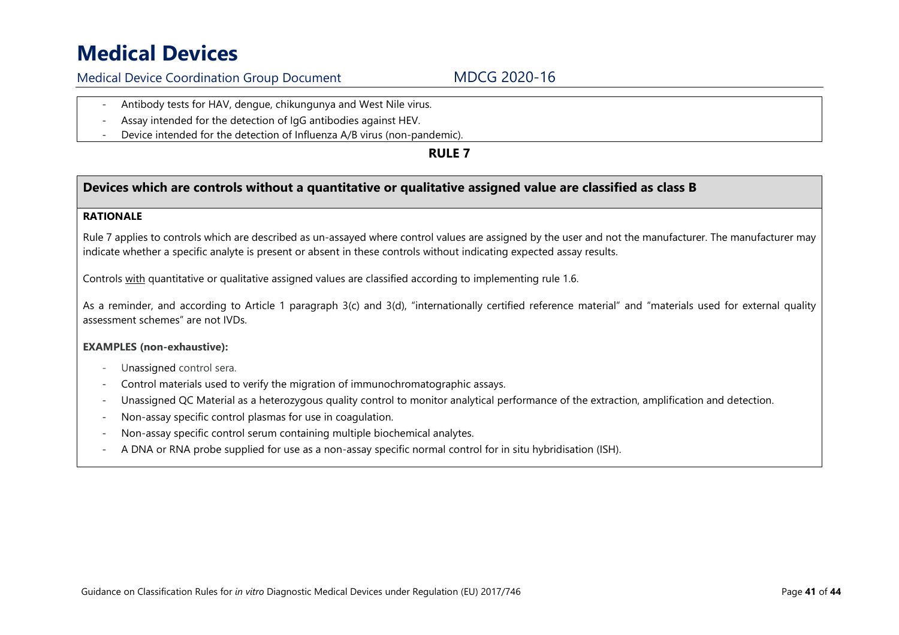- Antibody tests for HAV, dengue, chikungunya and West Nile virus.
- Assay intended for the detection of IgG antibodies against HEV.
- Device intended for the detection of Influenza A/B virus (non-pandemic).

## RULE 7

### Devices which are controls without a quantitative or qualitative assigned value are classified as class B

**RATIONALE**

Rule 7 applies to controls which are described as un-assayed where control values are assigned by the user and not the manufacturer. The manufacturer may indicate whether a specific analyte is present or absent in these controls without indicating expected assay results.

Controls with quantitative or qualitative assigned values are classified according to implementing rule 1.6.

As a reminder, and according to Article 1 paragraph 3(c) and 3(d), "internationally certified reference material" and "materials used for external quality assessment schemes" are not IVDs.

**EXAMPLES (non-exhaustive):**

- Unassigned control sera.
- Control materials used to verify the migration of immunochromatographic assays.
- Unassigned QC Material as a heterozygous quality control to monitor analytical performance of the extraction, amplification and detection.
- Non-assay specific control plasmas for use in coagulation.
- Non-assay specific control serum containing multiple biochemical analytes.
- A DNA or RNA probe supplied for use as a non-assay specific normal control for in situ hybridisation (ISH).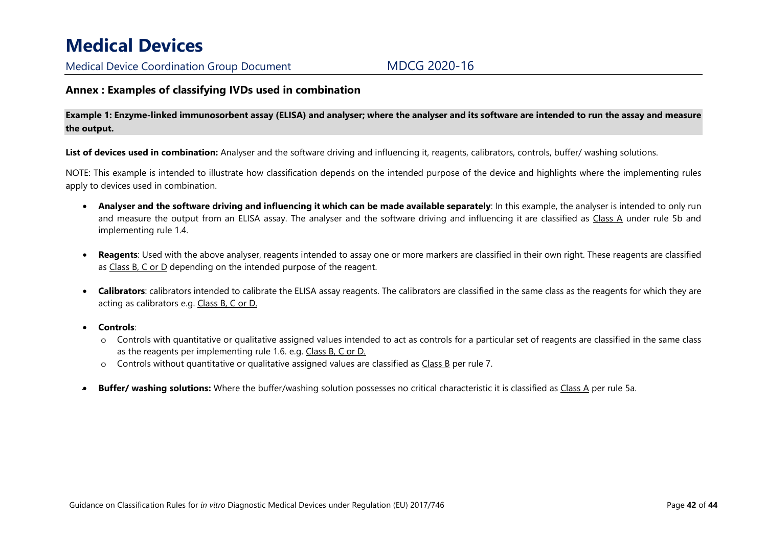## Annex : Examples of classifying IVDs used in combination

**Example 1: Enzyme-linked immunosorbent assay (ELISA) and analyser; where the analyser and its software are intended to run the assay and measure the output.**

**List of devices used in combination:** Analyser and the software driving and influencing it, reagents, calibrators, controls, buffer/ washing solutions.

NOTE: This example is intended to illustrate how classification depends on the intended purpose of the device and highlights where the implementing rules apply to devices used in combination.

- **Analyser and the software driving and influencing it which can be made available separately**: In this example, the analyser is intended to only run and measure the output from an ELISA assay. The analyser and the software driving and influencing it are classified as Class A under rule 5b and implementing rule 1.4.
- **Reagents**: Used with the above analyser, reagents intended to assay one or more markers are classified in their own right. These reagents are classified as Class B, C or D depending on the intended purpose of the reagent.
- **Calibrators**: calibrators intended to calibrate the ELISA assay reagents. The calibrators are classified in the same class as the reagents for which they are acting as calibrators e.g. Class B, C or D.
- **Controls**:
  - Controls with quantitative or qualitative assigned values intended to act as controls for a particular set of reagents are classified in the same class as the reagents per implementing rule 1.6. e.g. Class B, C or D.
  - Controls without quantitative or qualitative assigned values are classified as Class B per rule 7.
- **Buffer/ washing solutions:** Where the buffer/washing solution possesses no critical characteristic it is classified as Class A per rule 5a.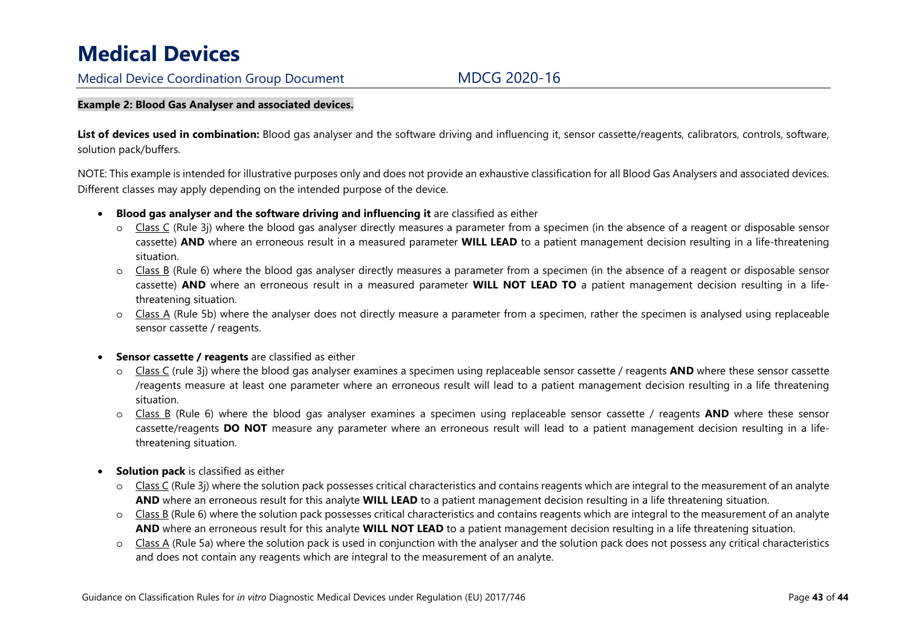**Example 2: Blood Gas Analyser and associated devices.**

**List of devices used in combination:** Blood gas analyser and the software driving and influencing it, sensor cassette/reagents, calibrators, controls, software, solution pack/buffers.

NOTE: This example is intended for illustrative purposes only and does not provide an exhaustive classification for all Blood Gas Analysers and associated devices. Different classes may apply depending on the intended purpose of the device.

- **Blood gas analyser and the software driving and influencing it** are classified as either
  - Class C (Rule 3j) where the blood gas analyser directly measures a parameter from a specimen (in the absence of a reagent or disposable sensor cassette) **AND** where an erroneous result in a measured parameter **WILL LEAD** to a patient management decision resulting in a life-threatening situation.
  - Class B (Rule 6) where the blood gas analyser directly measures a parameter from a specimen (in the absence of a reagent or disposable sensor cassette) **AND** where an erroneous result in a measured parameter **WILL NOT LEAD TO** a patient management decision resulting in a life-threatening situation.
  - Class A (Rule 5b) where the analyser does not directly measure a parameter from a specimen, rather the specimen is analysed using replaceable sensor cassette / reagents.

- **Sensor cassette / reagents** are classified as either
  - Class C (rule 3j) where the blood gas analyser examines a specimen using replaceable sensor cassette / reagents **AND** where these sensor cassette /reagents measure at least one parameter where an erroneous result will lead to a patient management decision resulting in a life threatening situation.
  - Class B (Rule 6) where the blood gas analyser examines a specimen using replaceable sensor cassette / reagents **AND** where these sensor cassette/reagents **DO NOT** measure any parameter where an erroneous result will lead to a patient management decision resulting in a life-threatening situation.

- **Solution pack** is classified as either
  - Class C (Rule 3j) where the solution pack possesses critical characteristics and contains reagents which are integral to the measurement of an analyte **AND** where an erroneous result for this analyte **WILL LEAD** to a patient management decision resulting in a life threatening situation.
  - Class B (Rule 6) where the solution pack possesses critical characteristics and contains reagents which are integral to the measurement of an analyte **AND** where an erroneous result for this analyte **WILL NOT LEAD** to a patient management decision resulting in a life threatening situation.
  - Class A (Rule 5a) where the solution pack is used in conjunction with the analyser and the solution pack does not possess any critical characteristics and does not contain any reagents which are integral to the measurement of an analyte.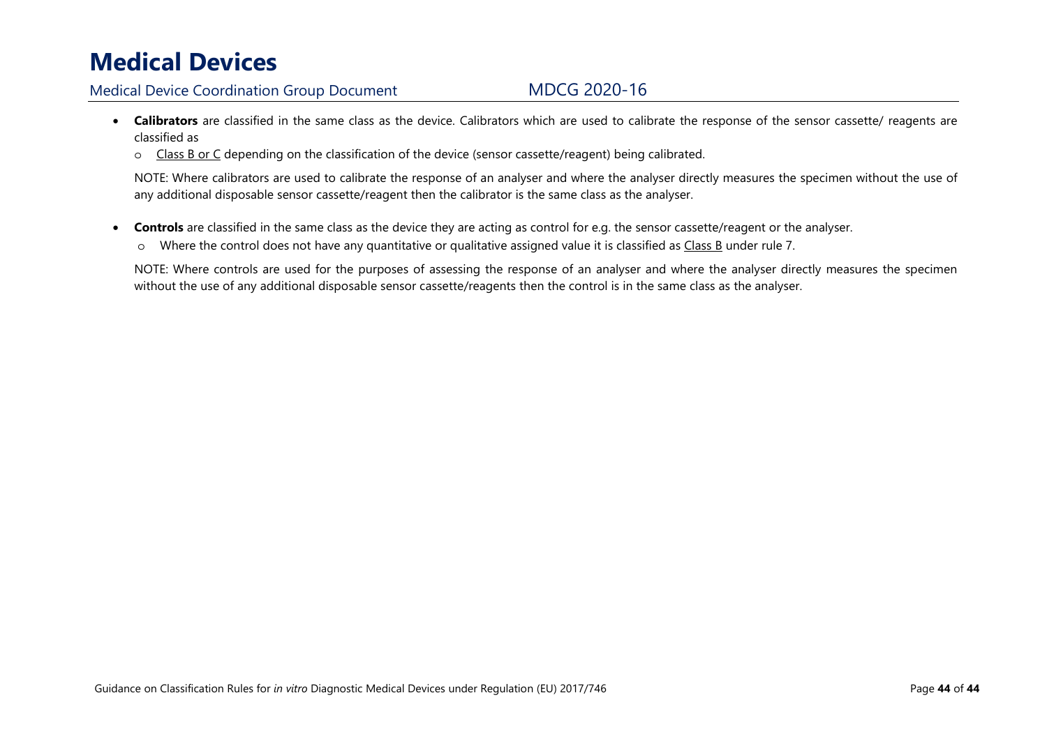- **Calibrators** are classified in the same class as the device. Calibrators which are used to calibrate the response of the sensor cassette/ reagents are classified as
  - Class B or C depending on the classification of the device (sensor cassette/reagent) being calibrated.

  NOTE: Where calibrators are used to calibrate the response of an analyser and where the analyser directly measures the specimen without the use of any additional disposable sensor cassette/reagent then the calibrator is the same class as the analyser.

- **Controls** are classified in the same class as the device they are acting as control for e.g. the sensor cassette/reagent or the analyser.
  - Where the control does not have any quantitative or qualitative assigned value it is classified as Class B under rule 7.

  NOTE: Where controls are used for the purposes of assessing the response of an analyser and where the analyser directly measures the specimen without the use of any additional disposable sensor cassette/reagents then the control is in the same class as the analyser.